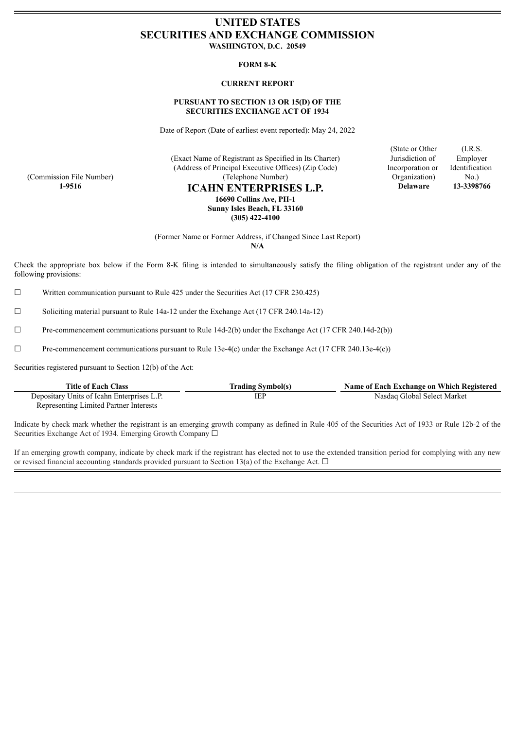# UNITED STATES
# SECURITIES AND EXCHANGE COMMISSION

**WASHINGTON, D.C. 20549**

**FORM 8-K**

**CURRENT REPORT**

**PURSUANT TO SECTION 13 OR 15(D) OF THE SECURITIES EXCHANGE ACT OF 1934**

Date of Report (Date of earliest event reported): May 24, 2022

| (Commission File Number) | (Exact Name of Registrant as Specified in Its Charter) (Address of Principal Executive Offices) (Zip Code) (Telephone Number) | (State or Other Jurisdiction of Incorporation or Organization) | (I.R.S. Employer Identification No.) |
|---|---|---|---|
| **1-9516** | **ICAHN ENTERPRISES L.P.** **16690 Collins Ave, PH-1** **Sunny Isles Beach, FL 33160** **(305) 422-4100** | **Delaware** | **13-3398766** |

(Former Name or Former Address, if Changed Since Last Report)
**N/A**

Check the appropriate box below if the Form 8-K filing is intended to simultaneously satisfy the filing obligation of the registrant under any of the following provisions:

☐ Written communication pursuant to Rule 425 under the Securities Act (17 CFR 230.425)

☐ Soliciting material pursuant to Rule 14a-12 under the Exchange Act (17 CFR 240.14a-12)

☐ Pre-commencement communications pursuant to Rule 14d-2(b) under the Exchange Act (17 CFR 240.14d-2(b))

☐ Pre-commencement communications pursuant to Rule 13e-4(c) under the Exchange Act (17 CFR 240.13e-4(c))

Securities registered pursuant to Section 12(b) of the Act:

| Title of Each Class | Trading Symbol(s) | Name of Each Exchange on Which Registered |
|---|---|---|
| Depositary Units of Icahn Enterprises L.P. Representing Limited Partner Interests | IEP | Nasdaq Global Select Market |

Indicate by check mark whether the registrant is an emerging growth company as defined in Rule 405 of the Securities Act of 1933 or Rule 12b-2 of the Securities Exchange Act of 1934. Emerging Growth Company ☐

If an emerging growth company, indicate by check mark if the registrant has elected not to use the extended transition period for complying with any new or revised financial accounting standards provided pursuant to Section 13(a) of the Exchange Act. ☐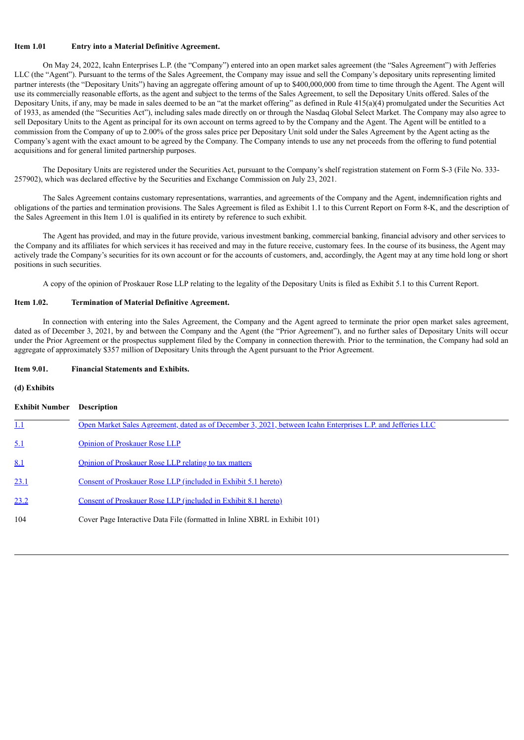**Item 1.01 Entry into a Material Definitive Agreement.**

On May 24, 2022, Icahn Enterprises L.P. (the "Company") entered into an open market sales agreement (the "Sales Agreement") with Jefferies LLC (the "Agent"). Pursuant to the terms of the Sales Agreement, the Company may issue and sell the Company's depositary units representing limited partner interests (the "Depositary Units") having an aggregate offering amount of up to $400,000,000 from time to time through the Agent. The Agent will use its commercially reasonable efforts, as the agent and subject to the terms of the Sales Agreement, to sell the Depositary Units offered. Sales of the Depositary Units, if any, may be made in sales deemed to be an "at the market offering" as defined in Rule 415(a)(4) promulgated under the Securities Act of 1933, as amended (the "Securities Act"), including sales made directly on or through the Nasdaq Global Select Market. The Company may also agree to sell Depositary Units to the Agent as principal for its own account on terms agreed to by the Company and the Agent. The Agent will be entitled to a commission from the Company of up to 2.00% of the gross sales price per Depositary Unit sold under the Sales Agreement by the Agent acting as the Company's agent with the exact amount to be agreed by the Company. The Company intends to use any net proceeds from the offering to fund potential acquisitions and for general limited partnership purposes.

The Depositary Units are registered under the Securities Act, pursuant to the Company's shelf registration statement on Form S-3 (File No. 333-257902), which was declared effective by the Securities and Exchange Commission on July 23, 2021.

The Sales Agreement contains customary representations, warranties, and agreements of the Company and the Agent, indemnification rights and obligations of the parties and termination provisions. The Sales Agreement is filed as Exhibit 1.1 to this Current Report on Form 8-K, and the description of the Sales Agreement in this Item 1.01 is qualified in its entirety by reference to such exhibit.

The Agent has provided, and may in the future provide, various investment banking, commercial banking, financial advisory and other services to the Company and its affiliates for which services it has received and may in the future receive, customary fees. In the course of its business, the Agent may actively trade the Company's securities for its own account or for the accounts of customers, and, accordingly, the Agent may at any time hold long or short positions in such securities.

A copy of the opinion of Proskauer Rose LLP relating to the legality of the Depositary Units is filed as Exhibit 5.1 to this Current Report.

**Item 1.02. Termination of Material Definitive Agreement.**

In connection with entering into the Sales Agreement, the Company and the Agent agreed to terminate the prior open market sales agreement, dated as of December 3, 2021, by and between the Company and the Agent (the "Prior Agreement"), and no further sales of Depositary Units will occur under the Prior Agreement or the prospectus supplement filed by the Company in connection therewith. Prior to the termination, the Company had sold an aggregate of approximately $357 million of Depositary Units through the Agent pursuant to the Prior Agreement.

**Item 9.01. Financial Statements and Exhibits.**

**(d) Exhibits**

| Exhibit Number | Description |
|---|---|
| 1.1 | Open Market Sales Agreement, dated as of December 3, 2021, between Icahn Enterprises L.P. and Jefferies LLC |
| 5.1 | Opinion of Proskauer Rose LLP |
| 8.1 | Opinion of Proskauer Rose LLP relating to tax matters |
| 23.1 | Consent of Proskauer Rose LLP (included in Exhibit 5.1 hereto) |
| 23.2 | Consent of Proskauer Rose LLP (included in Exhibit 8.1 hereto) |
| 104 | Cover Page Interactive Data File (formatted in Inline XBRL in Exhibit 101) |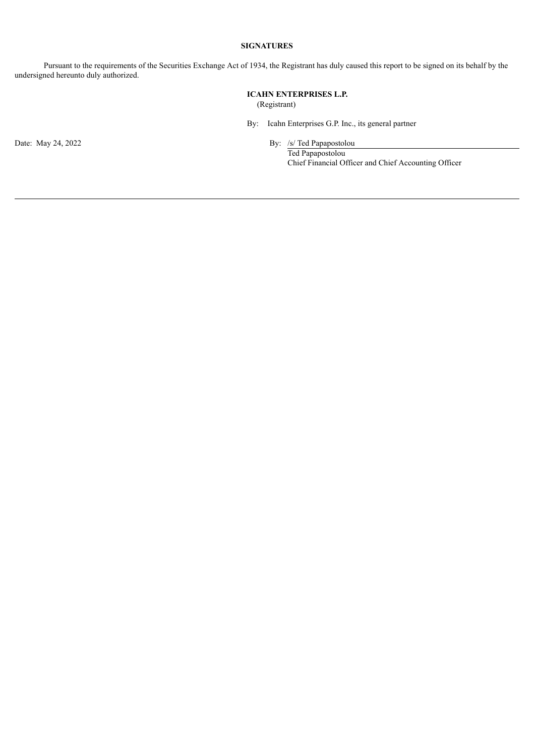**SIGNATURES**

Pursuant to the requirements of the Securities Exchange Act of 1934, the Registrant has duly caused this report to be signed on its behalf by the undersigned hereunto duly authorized.

**ICAHN ENTERPRISES L.P.**
(Registrant)

By: Icahn Enterprises G.P. Inc., its general partner

Date: May 24, 2022

By: /s/ Ted Papapostolou
Ted Papapostolou
Chief Financial Officer and Chief Accounting Officer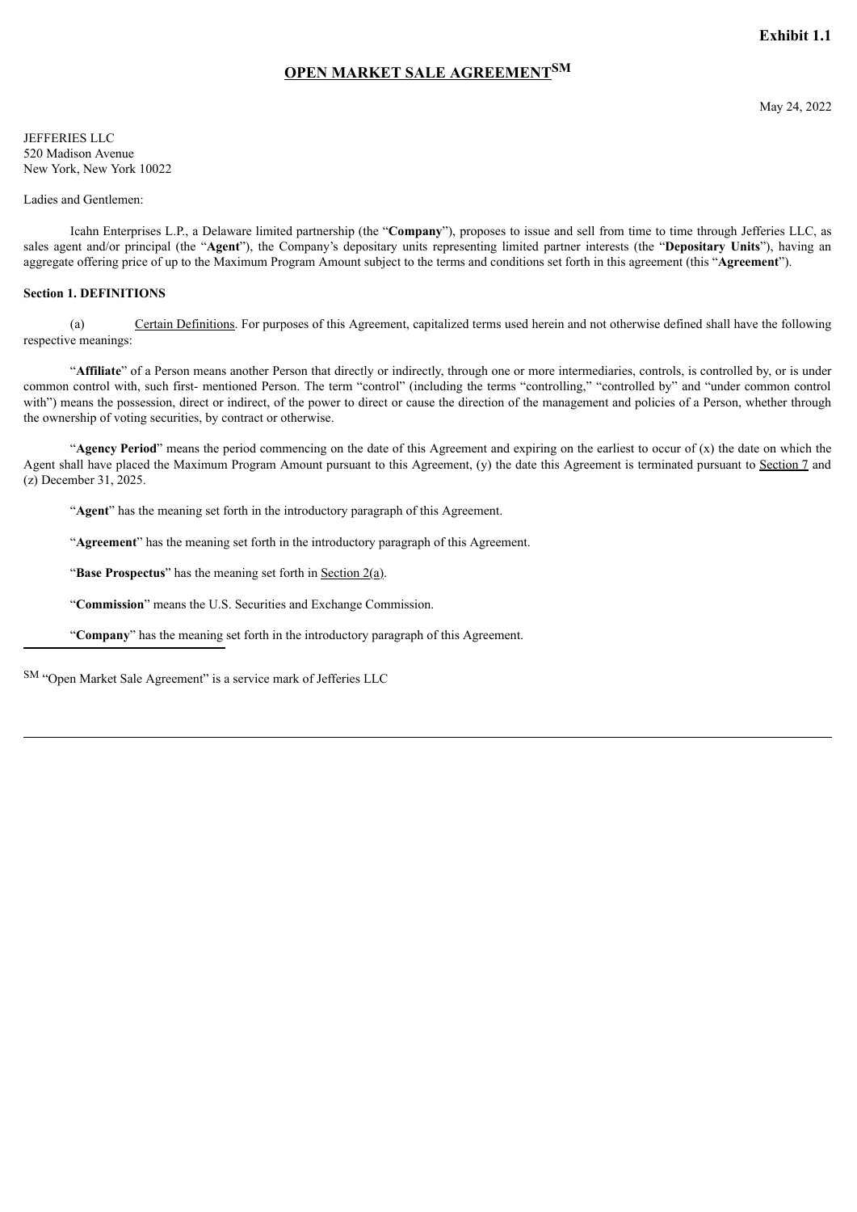**Exhibit 1.1**

# OPEN MARKET SALE AGREEMENT[SM]

May 24, 2022

JEFFERIES LLC
520 Madison Avenue
New York, New York 10022

Ladies and Gentlemen:

Icahn Enterprises L.P., a Delaware limited partnership (the "**Company**"), proposes to issue and sell from time to time through Jefferies LLC, as sales agent and/or principal (the "**Agent**"), the Company's depositary units representing limited partner interests (the "**Depositary Units**"), having an aggregate offering price of up to the Maximum Program Amount subject to the terms and conditions set forth in this agreement (this "**Agreement**").

**Section 1. DEFINITIONS**

(a) Certain Definitions. For purposes of this Agreement, capitalized terms used herein and not otherwise defined shall have the following respective meanings:

"**Affiliate**" of a Person means another Person that directly or indirectly, through one or more intermediaries, controls, is controlled by, or is under common control with, such first- mentioned Person. The term "control" (including the terms "controlling," "controlled by" and "under common control with") means the possession, direct or indirect, of the power to direct or cause the direction of the management and policies of a Person, whether through the ownership of voting securities, by contract or otherwise.

"**Agency Period**" means the period commencing on the date of this Agreement and expiring on the earliest to occur of (x) the date on which the Agent shall have placed the Maximum Program Amount pursuant to this Agreement, (y) the date this Agreement is terminated pursuant to Section 7 and (z) December 31, 2025.

"**Agent**" has the meaning set forth in the introductory paragraph of this Agreement.

"**Agreement**" has the meaning set forth in the introductory paragraph of this Agreement.

"**Base Prospectus**" has the meaning set forth in Section 2(a).

"**Commission**" means the U.S. Securities and Exchange Commission.

"**Company**" has the meaning set forth in the introductory paragraph of this Agreement.

---

[SM] "Open Market Sale Agreement" is a service mark of Jefferies LLC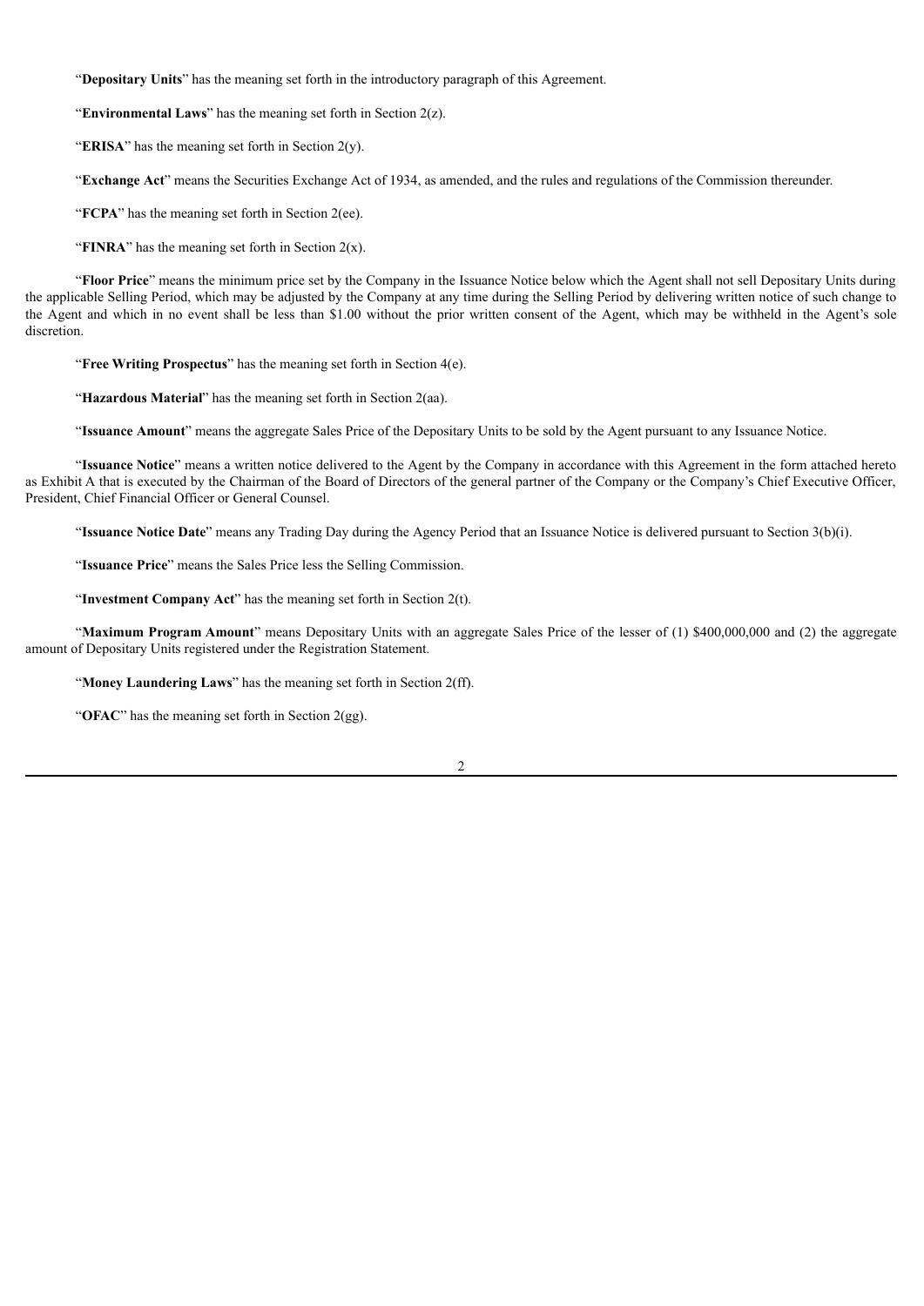"**Depositary Units**" has the meaning set forth in the introductory paragraph of this Agreement.

"**Environmental Laws**" has the meaning set forth in Section 2(z).

"**ERISA**" has the meaning set forth in Section 2(y).

"**Exchange Act**" means the Securities Exchange Act of 1934, as amended, and the rules and regulations of the Commission thereunder.

"**FCPA**" has the meaning set forth in Section 2(ee).

"**FINRA**" has the meaning set forth in Section 2(x).

"**Floor Price**" means the minimum price set by the Company in the Issuance Notice below which the Agent shall not sell Depositary Units during the applicable Selling Period, which may be adjusted by the Company at any time during the Selling Period by delivering written notice of such change to the Agent and which in no event shall be less than $1.00 without the prior written consent of the Agent, which may be withheld in the Agent's sole discretion.

"**Free Writing Prospectus**" has the meaning set forth in Section 4(e).

"**Hazardous Material**" has the meaning set forth in Section 2(aa).

"**Issuance Amount**" means the aggregate Sales Price of the Depositary Units to be sold by the Agent pursuant to any Issuance Notice.

"**Issuance Notice**" means a written notice delivered to the Agent by the Company in accordance with this Agreement in the form attached hereto as Exhibit A that is executed by the Chairman of the Board of Directors of the general partner of the Company or the Company's Chief Executive Officer, President, Chief Financial Officer or General Counsel.

"**Issuance Notice Date**" means any Trading Day during the Agency Period that an Issuance Notice is delivered pursuant to Section 3(b)(i).

"**Issuance Price**" means the Sales Price less the Selling Commission.

"**Investment Company Act**" has the meaning set forth in Section 2(t).

"**Maximum Program Amount**" means Depositary Units with an aggregate Sales Price of the lesser of (1) $400,000,000 and (2) the aggregate amount of Depositary Units registered under the Registration Statement.

"**Money Laundering Laws**" has the meaning set forth in Section 2(ff).

"**OFAC**" has the meaning set forth in Section 2(gg).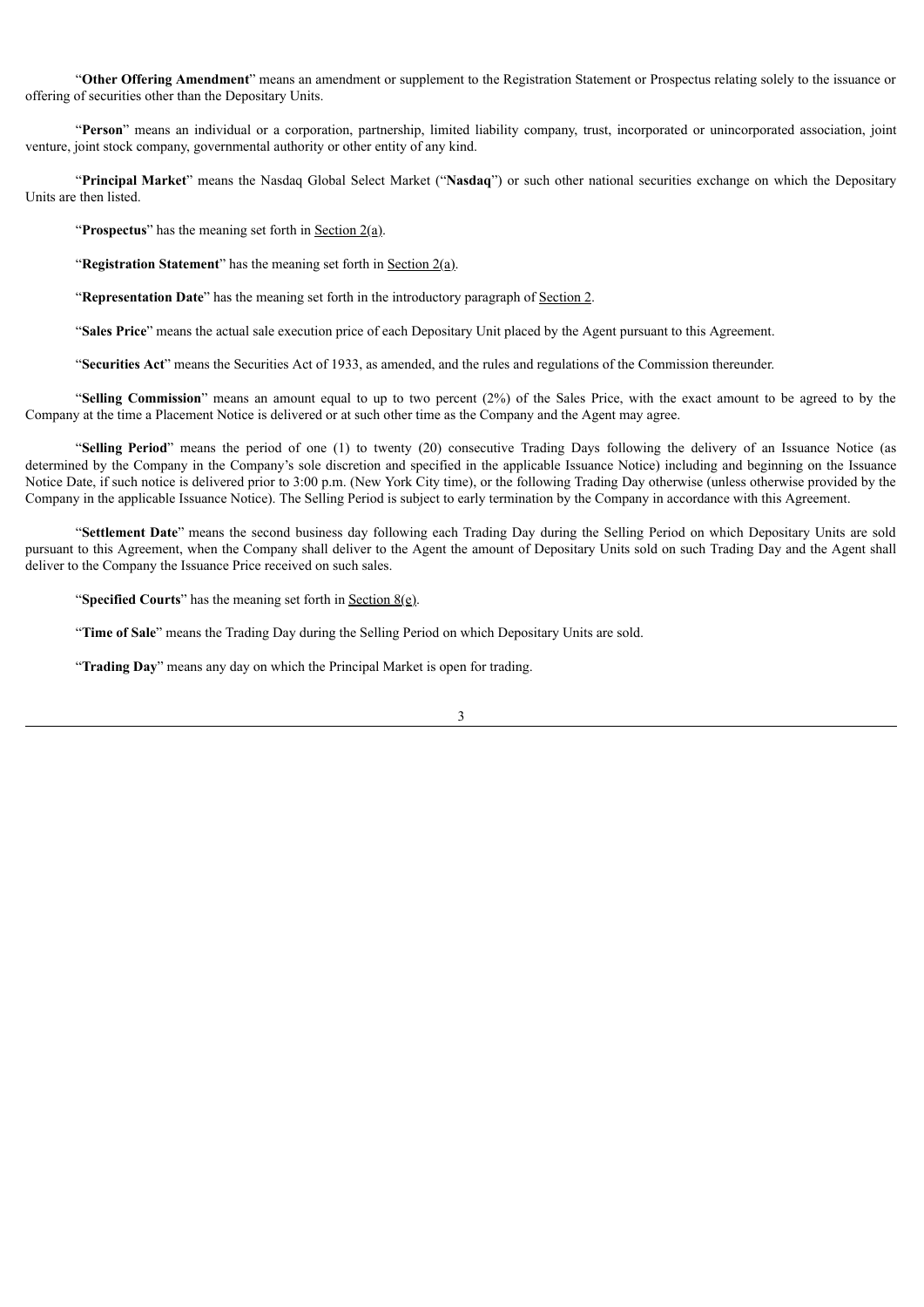"**Other Offering Amendment**" means an amendment or supplement to the Registration Statement or Prospectus relating solely to the issuance or offering of securities other than the Depositary Units.

"**Person**" means an individual or a corporation, partnership, limited liability company, trust, incorporated or unincorporated association, joint venture, joint stock company, governmental authority or other entity of any kind.

"**Principal Market**" means the Nasdaq Global Select Market ("**Nasdaq**") or such other national securities exchange on which the Depositary Units are then listed.

"**Prospectus**" has the meaning set forth in Section 2(a).

"**Registration Statement**" has the meaning set forth in Section 2(a).

"**Representation Date**" has the meaning set forth in the introductory paragraph of Section 2.

"**Sales Price**" means the actual sale execution price of each Depositary Unit placed by the Agent pursuant to this Agreement.

"**Securities Act**" means the Securities Act of 1933, as amended, and the rules and regulations of the Commission thereunder.

"**Selling Commission**" means an amount equal to up to two percent (2%) of the Sales Price, with the exact amount to be agreed to by the Company at the time a Placement Notice is delivered or at such other time as the Company and the Agent may agree.

"**Selling Period**" means the period of one (1) to twenty (20) consecutive Trading Days following the delivery of an Issuance Notice (as determined by the Company in the Company's sole discretion and specified in the applicable Issuance Notice) including and beginning on the Issuance Notice Date, if such notice is delivered prior to 3:00 p.m. (New York City time), or the following Trading Day otherwise (unless otherwise provided by the Company in the applicable Issuance Notice). The Selling Period is subject to early termination by the Company in accordance with this Agreement.

"**Settlement Date**" means the second business day following each Trading Day during the Selling Period on which Depositary Units are sold pursuant to this Agreement, when the Company shall deliver to the Agent the amount of Depositary Units sold on such Trading Day and the Agent shall deliver to the Company the Issuance Price received on such sales.

"**Specified Courts**" has the meaning set forth in Section 8(e).

"**Time of Sale**" means the Trading Day during the Selling Period on which Depositary Units are sold.

"**Trading Day**" means any day on which the Principal Market is open for trading.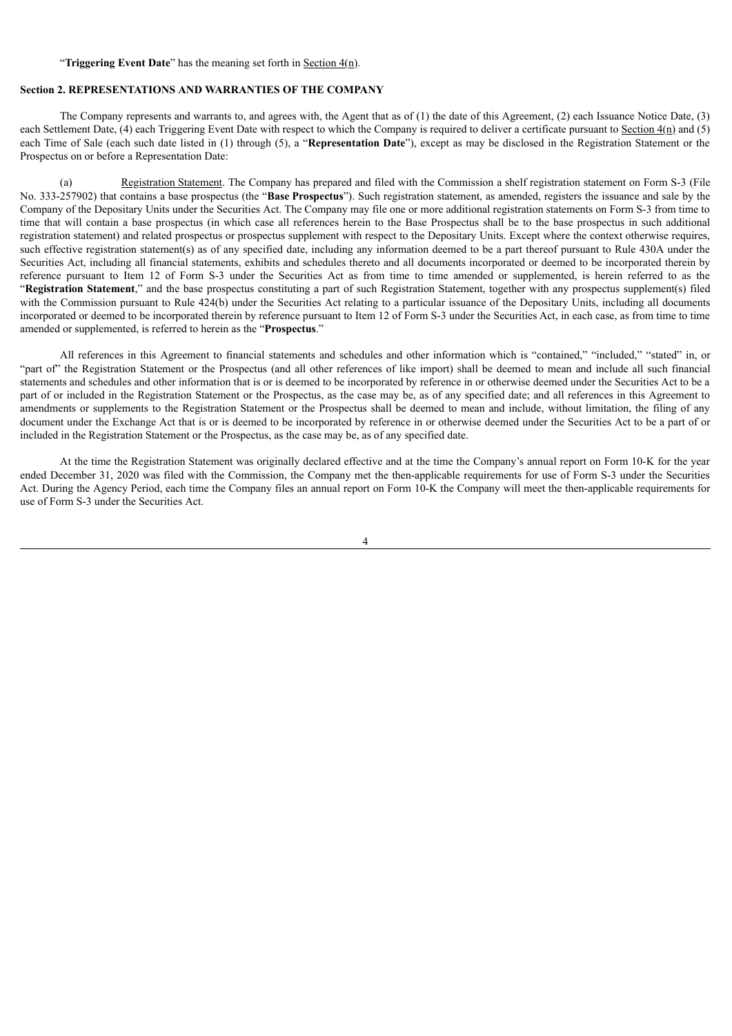"**Triggering Event Date**" has the meaning set forth in Section 4(n).

**Section 2. REPRESENTATIONS AND WARRANTIES OF THE COMPANY**

The Company represents and warrants to, and agrees with, the Agent that as of (1) the date of this Agreement, (2) each Issuance Notice Date, (3) each Settlement Date, (4) each Triggering Event Date with respect to which the Company is required to deliver a certificate pursuant to Section 4(n) and (5) each Time of Sale (each such date listed in (1) through (5), a "**Representation Date**"), except as may be disclosed in the Registration Statement or the Prospectus on or before a Representation Date:

(a) Registration Statement. The Company has prepared and filed with the Commission a shelf registration statement on Form S-3 (File No. 333-257902) that contains a base prospectus (the "**Base Prospectus**"). Such registration statement, as amended, registers the issuance and sale by the Company of the Depositary Units under the Securities Act. The Company may file one or more additional registration statements on Form S-3 from time to time that will contain a base prospectus (in which case all references herein to the Base Prospectus shall be to the base prospectus in such additional registration statement) and related prospectus or prospectus supplement with respect to the Depositary Units. Except where the context otherwise requires, such effective registration statement(s) as of any specified date, including any information deemed to be a part thereof pursuant to Rule 430A under the Securities Act, including all financial statements, exhibits and schedules thereto and all documents incorporated or deemed to be incorporated therein by reference pursuant to Item 12 of Form S-3 under the Securities Act as from time to time amended or supplemented, is herein referred to as the "**Registration Statement**," and the base prospectus constituting a part of such Registration Statement, together with any prospectus supplement(s) filed with the Commission pursuant to Rule 424(b) under the Securities Act relating to a particular issuance of the Depositary Units, including all documents incorporated or deemed to be incorporated therein by reference pursuant to Item 12 of Form S-3 under the Securities Act, in each case, as from time to time amended or supplemented, is referred to herein as the "**Prospectus**."

All references in this Agreement to financial statements and schedules and other information which is "contained," "included," "stated" in, or "part of" the Registration Statement or the Prospectus (and all other references of like import) shall be deemed to mean and include all such financial statements and schedules and other information that is or is deemed to be incorporated by reference in or otherwise deemed under the Securities Act to be a part of or included in the Registration Statement or the Prospectus, as the case may be, as of any specified date; and all references in this Agreement to amendments or supplements to the Registration Statement or the Prospectus shall be deemed to mean and include, without limitation, the filing of any document under the Exchange Act that is or is deemed to be incorporated by reference in or otherwise deemed under the Securities Act to be a part of or included in the Registration Statement or the Prospectus, as the case may be, as of any specified date.

At the time the Registration Statement was originally declared effective and at the time the Company's annual report on Form 10-K for the year ended December 31, 2020 was filed with the Commission, the Company met the then-applicable requirements for use of Form S-3 under the Securities Act. During the Agency Period, each time the Company files an annual report on Form 10-K the Company will meet the then-applicable requirements for use of Form S-3 under the Securities Act.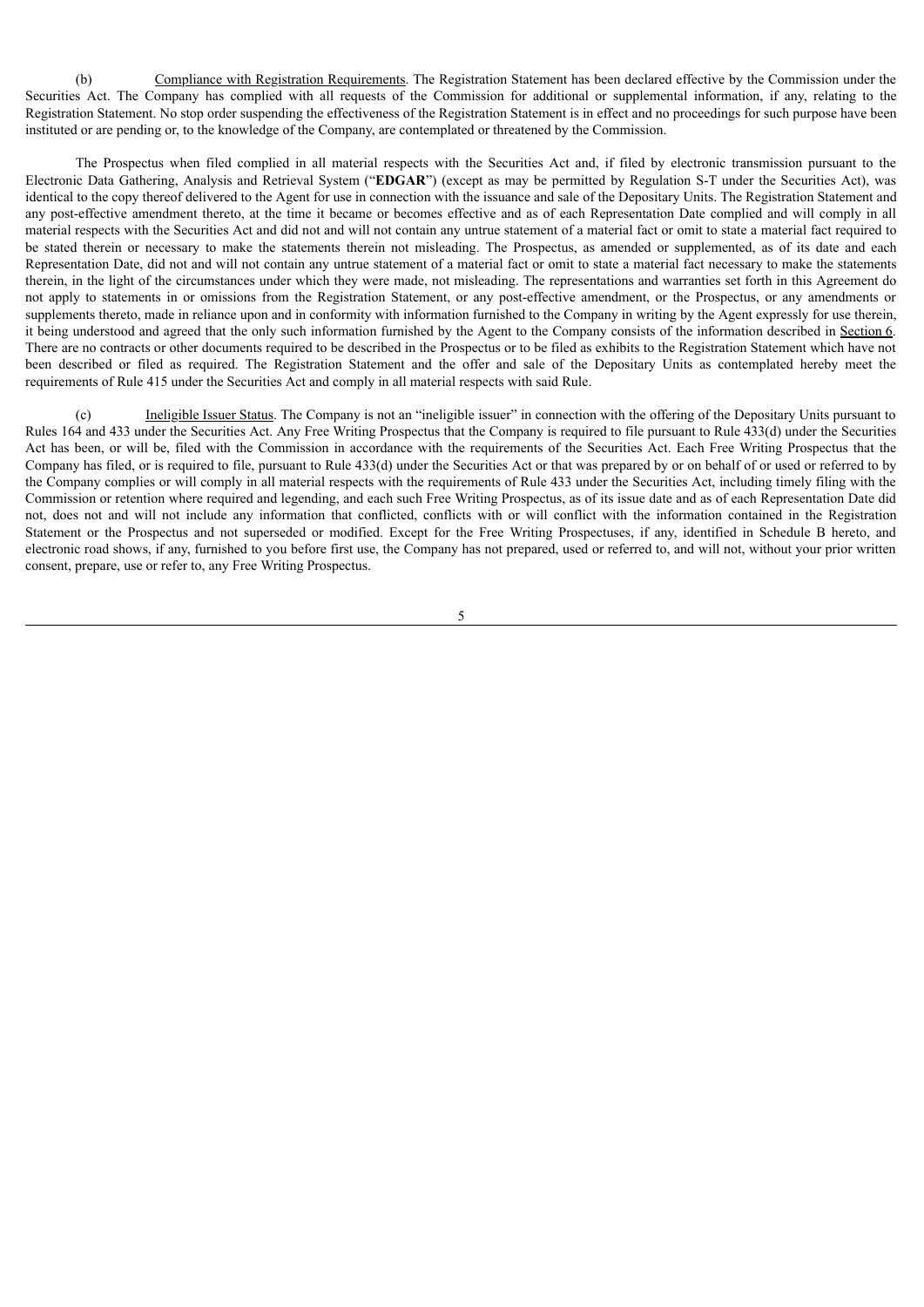(b) Compliance with Registration Requirements. The Registration Statement has been declared effective by the Commission under the Securities Act. The Company has complied with all requests of the Commission for additional or supplemental information, if any, relating to the Registration Statement. No stop order suspending the effectiveness of the Registration Statement is in effect and no proceedings for such purpose have been instituted or are pending or, to the knowledge of the Company, are contemplated or threatened by the Commission.

The Prospectus when filed complied in all material respects with the Securities Act and, if filed by electronic transmission pursuant to the Electronic Data Gathering, Analysis and Retrieval System ("**EDGAR**") (except as may be permitted by Regulation S-T under the Securities Act), was identical to the copy thereof delivered to the Agent for use in connection with the issuance and sale of the Depositary Units. The Registration Statement and any post-effective amendment thereto, at the time it became or becomes effective and as of each Representation Date complied and will comply in all material respects with the Securities Act and did not and will not contain any untrue statement of a material fact or omit to state a material fact required to be stated therein or necessary to make the statements therein not misleading. The Prospectus, as amended or supplemented, as of its date and each Representation Date, did not and will not contain any untrue statement of a material fact or omit to state a material fact necessary to make the statements therein, in the light of the circumstances under which they were made, not misleading. The representations and warranties set forth in this Agreement do not apply to statements in or omissions from the Registration Statement, or any post-effective amendment, or the Prospectus, or any amendments or supplements thereto, made in reliance upon and in conformity with information furnished to the Company in writing by the Agent expressly for use therein, it being understood and agreed that the only such information furnished by the Agent to the Company consists of the information described in Section 6. There are no contracts or other documents required to be described in the Prospectus or to be filed as exhibits to the Registration Statement which have not been described or filed as required. The Registration Statement and the offer and sale of the Depositary Units as contemplated hereby meet the requirements of Rule 415 under the Securities Act and comply in all material respects with said Rule.

(c) Ineligible Issuer Status. The Company is not an "ineligible issuer" in connection with the offering of the Depositary Units pursuant to Rules 164 and 433 under the Securities Act. Any Free Writing Prospectus that the Company is required to file pursuant to Rule 433(d) under the Securities Act has been, or will be, filed with the Commission in accordance with the requirements of the Securities Act. Each Free Writing Prospectus that the Company has filed, or is required to file, pursuant to Rule 433(d) under the Securities Act or that was prepared by or on behalf of or used or referred to by the Company complies or will comply in all material respects with the requirements of Rule 433 under the Securities Act, including timely filing with the Commission or retention where required and legending, and each such Free Writing Prospectus, as of its issue date and as of each Representation Date did not, does not and will not include any information that conflicted, conflicts with or will conflict with the information contained in the Registration Statement or the Prospectus and not superseded or modified. Except for the Free Writing Prospectuses, if any, identified in Schedule B hereto, and electronic road shows, if any, furnished to you before first use, the Company has not prepared, used or referred to, and will not, without your prior written consent, prepare, use or refer to, any Free Writing Prospectus.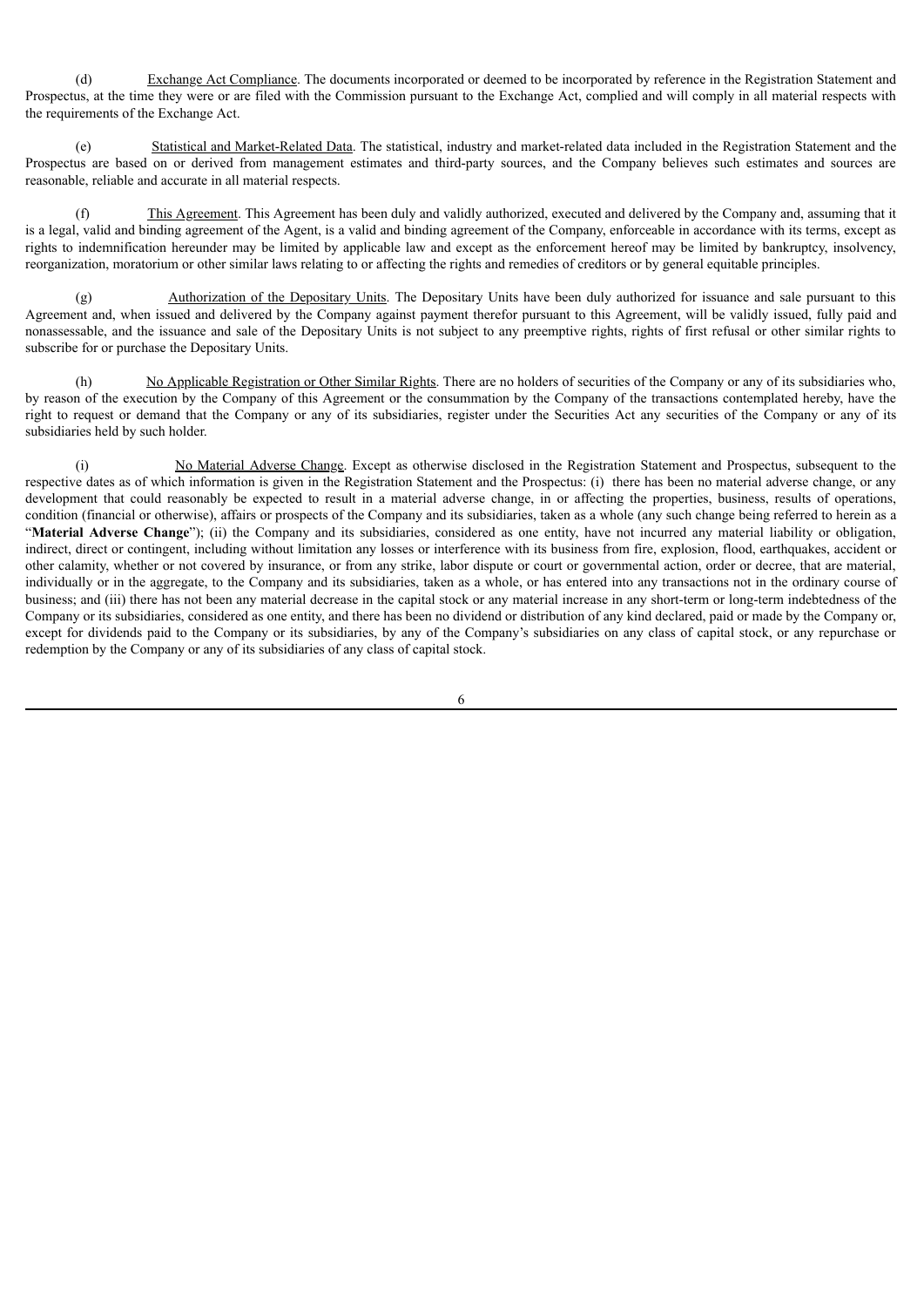(d) Exchange Act Compliance. The documents incorporated or deemed to be incorporated by reference in the Registration Statement and Prospectus, at the time they were or are filed with the Commission pursuant to the Exchange Act, complied and will comply in all material respects with the requirements of the Exchange Act.

(e) Statistical and Market-Related Data. The statistical, industry and market-related data included in the Registration Statement and the Prospectus are based on or derived from management estimates and third-party sources, and the Company believes such estimates and sources are reasonable, reliable and accurate in all material respects.

(f) This Agreement. This Agreement has been duly and validly authorized, executed and delivered by the Company and, assuming that it is a legal, valid and binding agreement of the Agent, is a valid and binding agreement of the Company, enforceable in accordance with its terms, except as rights to indemnification hereunder may be limited by applicable law and except as the enforcement hereof may be limited by bankruptcy, insolvency, reorganization, moratorium or other similar laws relating to or affecting the rights and remedies of creditors or by general equitable principles.

(g) Authorization of the Depositary Units. The Depositary Units have been duly authorized for issuance and sale pursuant to this Agreement and, when issued and delivered by the Company against payment therefor pursuant to this Agreement, will be validly issued, fully paid and nonassessable, and the issuance and sale of the Depositary Units is not subject to any preemptive rights, rights of first refusal or other similar rights to subscribe for or purchase the Depositary Units.

(h) No Applicable Registration or Other Similar Rights. There are no holders of securities of the Company or any of its subsidiaries who, by reason of the execution by the Company of this Agreement or the consummation by the Company of the transactions contemplated hereby, have the right to request or demand that the Company or any of its subsidiaries, register under the Securities Act any securities of the Company or any of its subsidiaries held by such holder.

(i) No Material Adverse Change. Except as otherwise disclosed in the Registration Statement and Prospectus, subsequent to the respective dates as of which information is given in the Registration Statement and the Prospectus: (i) there has been no material adverse change, or any development that could reasonably be expected to result in a material adverse change, in or affecting the properties, business, results of operations, condition (financial or otherwise), affairs or prospects of the Company and its subsidiaries, taken as a whole (any such change being referred to herein as a "**Material Adverse Change**"); (ii) the Company and its subsidiaries, considered as one entity, have not incurred any material liability or obligation, indirect, direct or contingent, including without limitation any losses or interference with its business from fire, explosion, flood, earthquakes, accident or other calamity, whether or not covered by insurance, or from any strike, labor dispute or court or governmental action, order or decree, that are material, individually or in the aggregate, to the Company and its subsidiaries, taken as a whole, or has entered into any transactions not in the ordinary course of business; and (iii) there has not been any material decrease in the capital stock or any material increase in any short-term or long-term indebtedness of the Company or its subsidiaries, considered as one entity, and there has been no dividend or distribution of any kind declared, paid or made by the Company or, except for dividends paid to the Company or its subsidiaries, by any of the Company's subsidiaries on any class of capital stock, or any repurchase or redemption by the Company or any of its subsidiaries of any class of capital stock.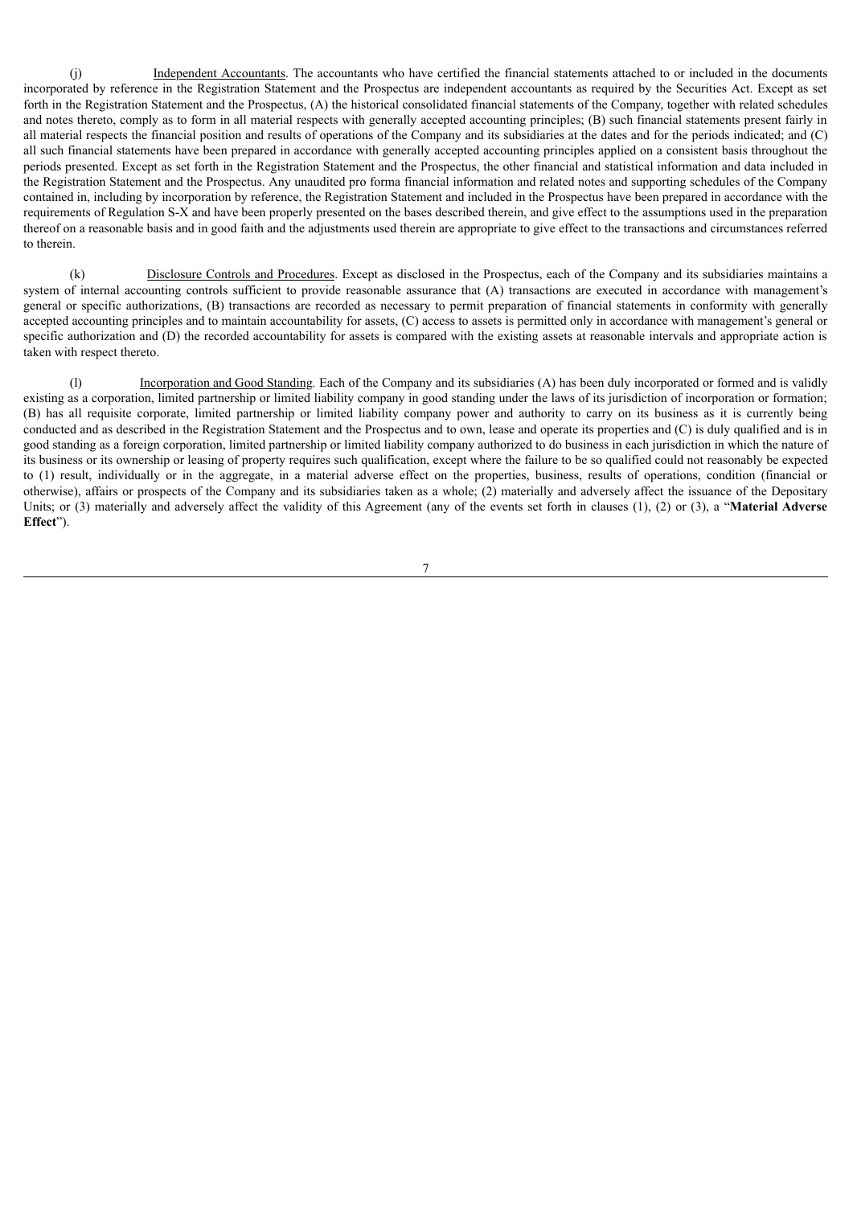(j) Independent Accountants. The accountants who have certified the financial statements attached to or included in the documents incorporated by reference in the Registration Statement and the Prospectus are independent accountants as required by the Securities Act. Except as set forth in the Registration Statement and the Prospectus, (A) the historical consolidated financial statements of the Company, together with related schedules and notes thereto, comply as to form in all material respects with generally accepted accounting principles; (B) such financial statements present fairly in all material respects the financial position and results of operations of the Company and its subsidiaries at the dates and for the periods indicated; and (C) all such financial statements have been prepared in accordance with generally accepted accounting principles applied on a consistent basis throughout the periods presented. Except as set forth in the Registration Statement and the Prospectus, the other financial and statistical information and data included in the Registration Statement and the Prospectus. Any unaudited pro forma financial information and related notes and supporting schedules of the Company contained in, including by incorporation by reference, the Registration Statement and included in the Prospectus have been prepared in accordance with the requirements of Regulation S-X and have been properly presented on the bases described therein, and give effect to the assumptions used in the preparation thereof on a reasonable basis and in good faith and the adjustments used therein are appropriate to give effect to the transactions and circumstances referred to therein.

(k) Disclosure Controls and Procedures. Except as disclosed in the Prospectus, each of the Company and its subsidiaries maintains a system of internal accounting controls sufficient to provide reasonable assurance that (A) transactions are executed in accordance with management's general or specific authorizations, (B) transactions are recorded as necessary to permit preparation of financial statements in conformity with generally accepted accounting principles and to maintain accountability for assets, (C) access to assets is permitted only in accordance with management's general or specific authorization and (D) the recorded accountability for assets is compared with the existing assets at reasonable intervals and appropriate action is taken with respect thereto.

(l) Incorporation and Good Standing. Each of the Company and its subsidiaries (A) has been duly incorporated or formed and is validly existing as a corporation, limited partnership or limited liability company in good standing under the laws of its jurisdiction of incorporation or formation; (B) has all requisite corporate, limited partnership or limited liability company power and authority to carry on its business as it is currently being conducted and as described in the Registration Statement and the Prospectus and to own, lease and operate its properties and (C) is duly qualified and is in good standing as a foreign corporation, limited partnership or limited liability company authorized to do business in each jurisdiction in which the nature of its business or its ownership or leasing of property requires such qualification, except where the failure to be so qualified could not reasonably be expected to (1) result, individually or in the aggregate, in a material adverse effect on the properties, business, results of operations, condition (financial or otherwise), affairs or prospects of the Company and its subsidiaries taken as a whole; (2) materially and adversely affect the issuance of the Depositary Units; or (3) materially and adversely affect the validity of this Agreement (any of the events set forth in clauses (1), (2) or (3), a "**Material Adverse Effect**").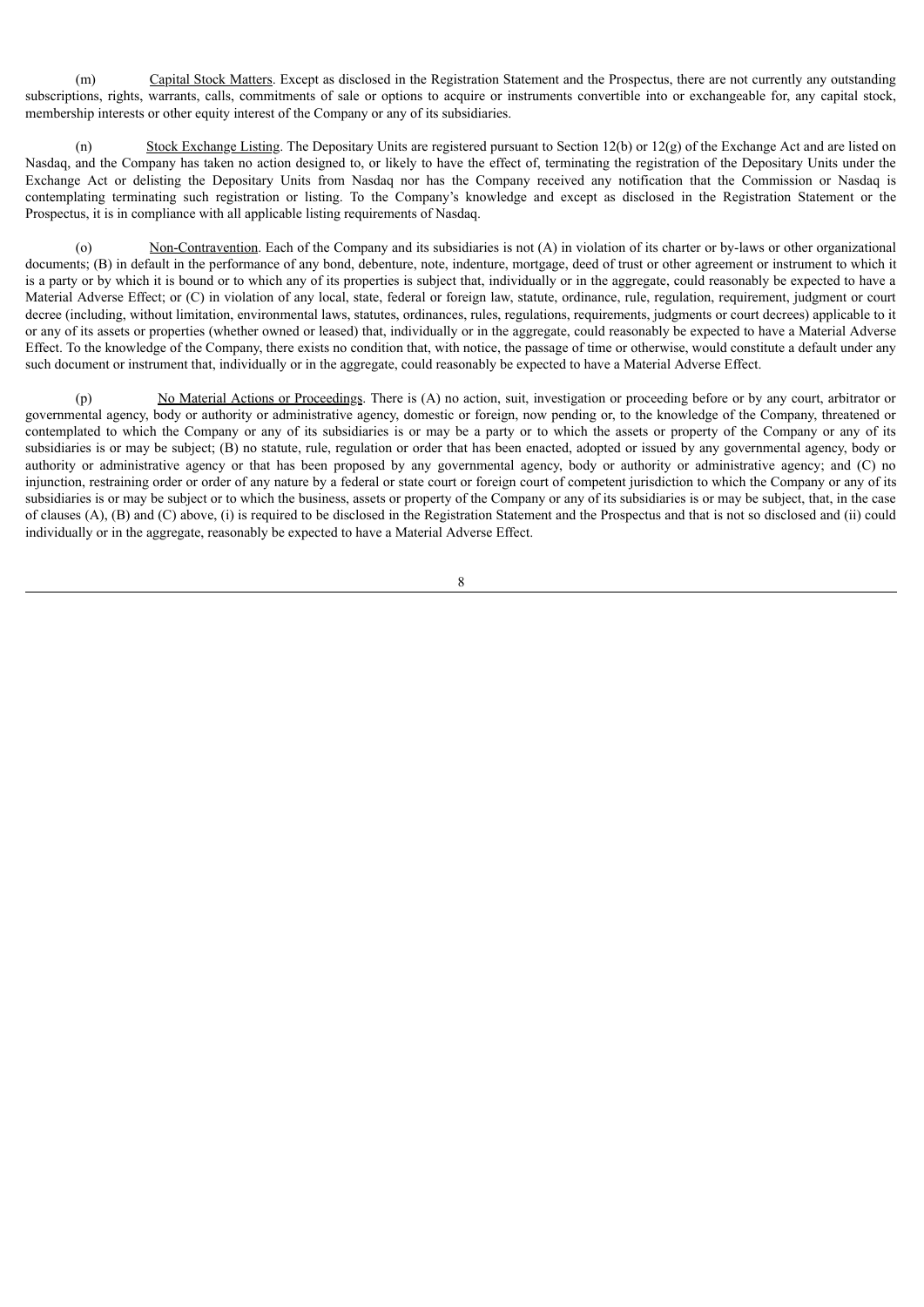(m) Capital Stock Matters. Except as disclosed in the Registration Statement and the Prospectus, there are not currently any outstanding subscriptions, rights, warrants, calls, commitments of sale or options to acquire or instruments convertible into or exchangeable for, any capital stock, membership interests or other equity interest of the Company or any of its subsidiaries.

(n) Stock Exchange Listing. The Depositary Units are registered pursuant to Section 12(b) or 12(g) of the Exchange Act and are listed on Nasdaq, and the Company has taken no action designed to, or likely to have the effect of, terminating the registration of the Depositary Units under the Exchange Act or delisting the Depositary Units from Nasdaq nor has the Company received any notification that the Commission or Nasdaq is contemplating terminating such registration or listing. To the Company's knowledge and except as disclosed in the Registration Statement or the Prospectus, it is in compliance with all applicable listing requirements of Nasdaq.

(o) Non-Contravention. Each of the Company and its subsidiaries is not (A) in violation of its charter or by-laws or other organizational documents; (B) in default in the performance of any bond, debenture, note, indenture, mortgage, deed of trust or other agreement or instrument to which it is a party or by which it is bound or to which any of its properties is subject that, individually or in the aggregate, could reasonably be expected to have a Material Adverse Effect; or (C) in violation of any local, state, federal or foreign law, statute, ordinance, rule, regulation, requirement, judgment or court decree (including, without limitation, environmental laws, statutes, ordinances, rules, regulations, requirements, judgments or court decrees) applicable to it or any of its assets or properties (whether owned or leased) that, individually or in the aggregate, could reasonably be expected to have a Material Adverse Effect. To the knowledge of the Company, there exists no condition that, with notice, the passage of time or otherwise, would constitute a default under any such document or instrument that, individually or in the aggregate, could reasonably be expected to have a Material Adverse Effect.

(p) No Material Actions or Proceedings. There is (A) no action, suit, investigation or proceeding before or by any court, arbitrator or governmental agency, body or authority or administrative agency, domestic or foreign, now pending or, to the knowledge of the Company, threatened or contemplated to which the Company or any of its subsidiaries is or may be a party or to which the assets or property of the Company or any of its subsidiaries is or may be subject; (B) no statute, rule, regulation or order that has been enacted, adopted or issued by any governmental agency, body or authority or administrative agency or that has been proposed by any governmental agency, body or authority or administrative agency; and (C) no injunction, restraining order or order of any nature by a federal or state court or foreign court of competent jurisdiction to which the Company or any of its subsidiaries is or may be subject or to which the business, assets or property of the Company or any of its subsidiaries is or may be subject, that, in the case of clauses (A), (B) and (C) above, (i) is required to be disclosed in the Registration Statement and the Prospectus and that is not so disclosed and (ii) could individually or in the aggregate, reasonably be expected to have a Material Adverse Effect.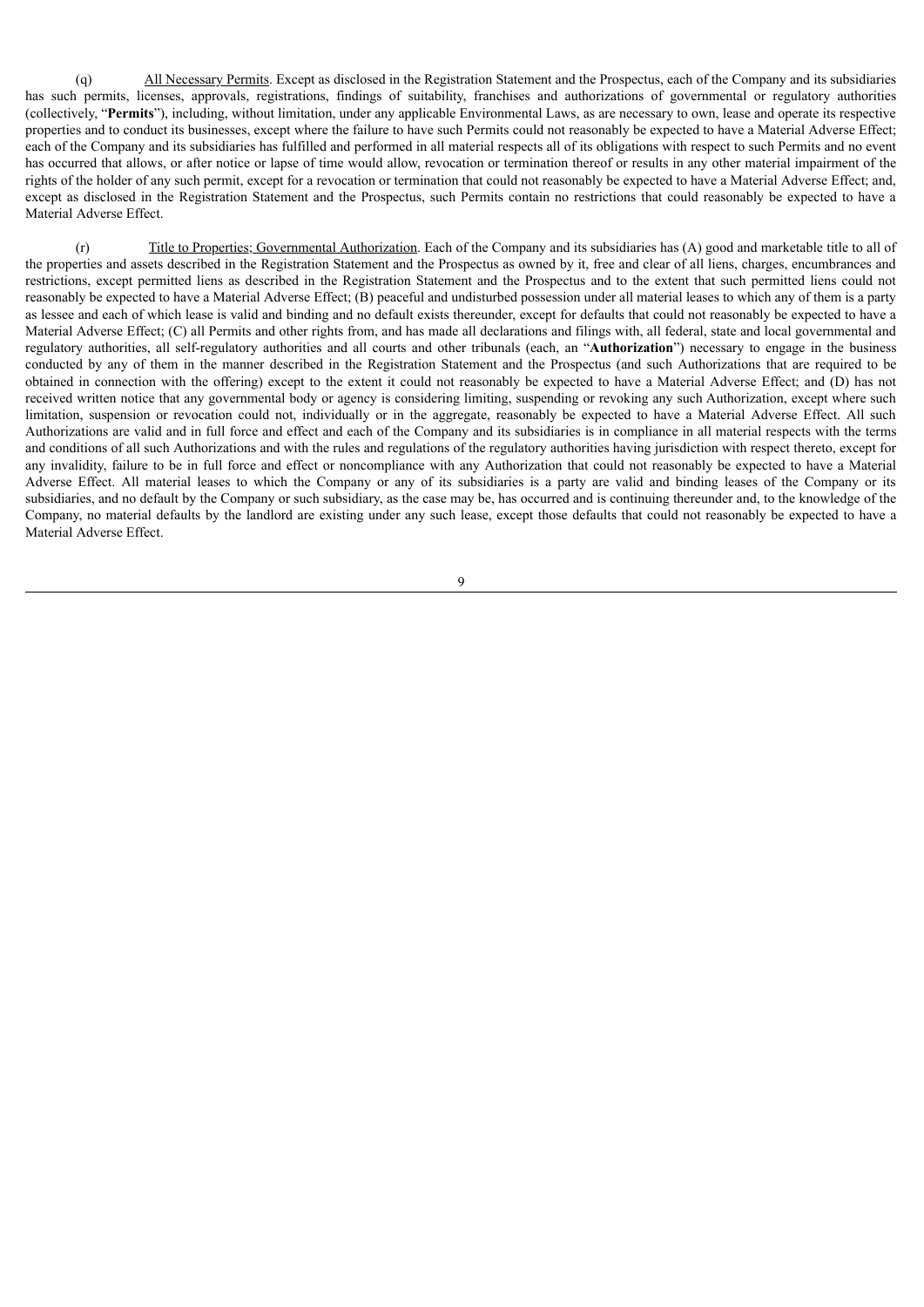(q) <u>All Necessary Permits</u>. Except as disclosed in the Registration Statement and the Prospectus, each of the Company and its subsidiaries has such permits, licenses, approvals, registrations, findings of suitability, franchises and authorizations of governmental or regulatory authorities (collectively, "**Permits**"), including, without limitation, under any applicable Environmental Laws, as are necessary to own, lease and operate its respective properties and to conduct its businesses, except where the failure to have such Permits could not reasonably be expected to have a Material Adverse Effect; each of the Company and its subsidiaries has fulfilled and performed in all material respects all of its obligations with respect to such Permits and no event has occurred that allows, or after notice or lapse of time would allow, revocation or termination thereof or results in any other material impairment of the rights of the holder of any such permit, except for a revocation or termination that could not reasonably be expected to have a Material Adverse Effect; and, except as disclosed in the Registration Statement and the Prospectus, such Permits contain no restrictions that could reasonably be expected to have a Material Adverse Effect.

(r) <u>Title to Properties; Governmental Authorization</u>. Each of the Company and its subsidiaries has (A) good and marketable title to all of the properties and assets described in the Registration Statement and the Prospectus as owned by it, free and clear of all liens, charges, encumbrances and restrictions, except permitted liens as described in the Registration Statement and the Prospectus and to the extent that such permitted liens could not reasonably be expected to have a Material Adverse Effect; (B) peaceful and undisturbed possession under all material leases to which any of them is a party as lessee and each of which lease is valid and binding and no default exists thereunder, except for defaults that could not reasonably be expected to have a Material Adverse Effect; (C) all Permits and other rights from, and has made all declarations and filings with, all federal, state and local governmental and regulatory authorities, all self-regulatory authorities and all courts and other tribunals (each, an "**Authorization**") necessary to engage in the business conducted by any of them in the manner described in the Registration Statement and the Prospectus (and such Authorizations that are required to be obtained in connection with the offering) except to the extent it could not reasonably be expected to have a Material Adverse Effect; and (D) has not received written notice that any governmental body or agency is considering limiting, suspending or revoking any such Authorization, except where such limitation, suspension or revocation could not, individually or in the aggregate, reasonably be expected to have a Material Adverse Effect. All such Authorizations are valid and in full force and effect and each of the Company and its subsidiaries is in compliance in all material respects with the terms and conditions of all such Authorizations and with the rules and regulations of the regulatory authorities having jurisdiction with respect thereto, except for any invalidity, failure to be in full force and effect or noncompliance with any Authorization that could not reasonably be expected to have a Material Adverse Effect. All material leases to which the Company or any of its subsidiaries is a party are valid and binding leases of the Company or its subsidiaries, and no default by the Company or such subsidiary, as the case may be, has occurred and is continuing thereunder and, to the knowledge of the Company, no material defaults by the landlord are existing under any such lease, except those defaults that could not reasonably be expected to have a Material Adverse Effect.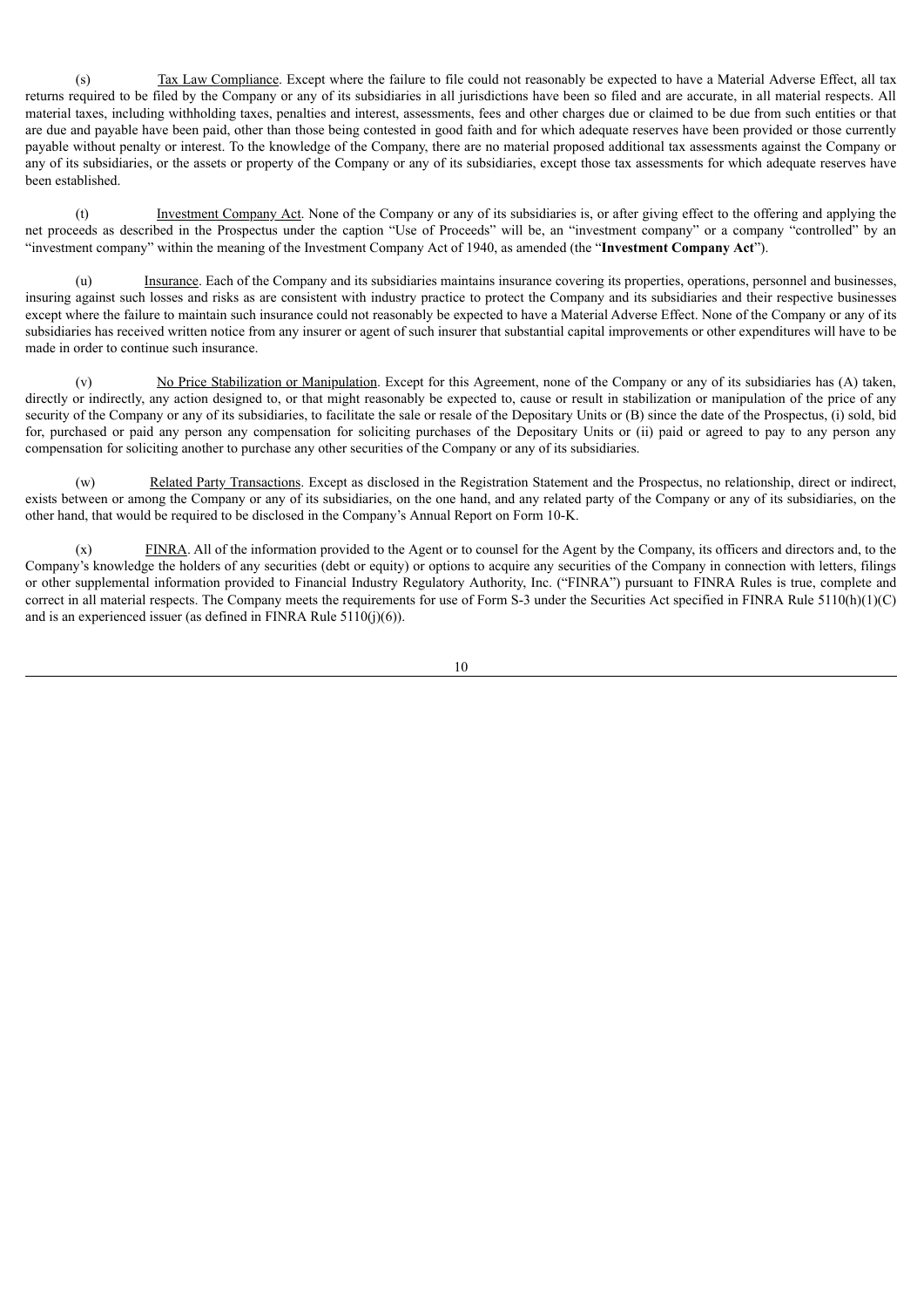(s) Tax Law Compliance. Except where the failure to file could not reasonably be expected to have a Material Adverse Effect, all tax returns required to be filed by the Company or any of its subsidiaries in all jurisdictions have been so filed and are accurate, in all material respects. All material taxes, including withholding taxes, penalties and interest, assessments, fees and other charges due or claimed to be due from such entities or that are due and payable have been paid, other than those being contested in good faith and for which adequate reserves have been provided or those currently payable without penalty or interest. To the knowledge of the Company, there are no material proposed additional tax assessments against the Company or any of its subsidiaries, or the assets or property of the Company or any of its subsidiaries, except those tax assessments for which adequate reserves have been established.

(t) Investment Company Act. None of the Company or any of its subsidiaries is, or after giving effect to the offering and applying the net proceeds as described in the Prospectus under the caption "Use of Proceeds" will be, an "investment company" or a company "controlled" by an "investment company" within the meaning of the Investment Company Act of 1940, as amended (the "**Investment Company Act**").

(u) Insurance. Each of the Company and its subsidiaries maintains insurance covering its properties, operations, personnel and businesses, insuring against such losses and risks as are consistent with industry practice to protect the Company and its subsidiaries and their respective businesses except where the failure to maintain such insurance could not reasonably be expected to have a Material Adverse Effect. None of the Company or any of its subsidiaries has received written notice from any insurer or agent of such insurer that substantial capital improvements or other expenditures will have to be made in order to continue such insurance.

(v) No Price Stabilization or Manipulation. Except for this Agreement, none of the Company or any of its subsidiaries has (A) taken, directly or indirectly, any action designed to, or that might reasonably be expected to, cause or result in stabilization or manipulation of the price of any security of the Company or any of its subsidiaries, to facilitate the sale or resale of the Depositary Units or (B) since the date of the Prospectus, (i) sold, bid for, purchased or paid any person any compensation for soliciting purchases of the Depositary Units or (ii) paid or agreed to pay to any person any compensation for soliciting another to purchase any other securities of the Company or any of its subsidiaries.

(w) Related Party Transactions. Except as disclosed in the Registration Statement and the Prospectus, no relationship, direct or indirect, exists between or among the Company or any of its subsidiaries, on the one hand, and any related party of the Company or any of its subsidiaries, on the other hand, that would be required to be disclosed in the Company's Annual Report on Form 10-K.

(x) FINRA. All of the information provided to the Agent or to counsel for the Agent by the Company, its officers and directors and, to the Company's knowledge the holders of any securities (debt or equity) or options to acquire any securities of the Company in connection with letters, filings or other supplemental information provided to Financial Industry Regulatory Authority, Inc. ("FINRA") pursuant to FINRA Rules is true, complete and correct in all material respects. The Company meets the requirements for use of Form S-3 under the Securities Act specified in FINRA Rule 5110(h)(1)(C) and is an experienced issuer (as defined in FINRA Rule 5110(j)(6)).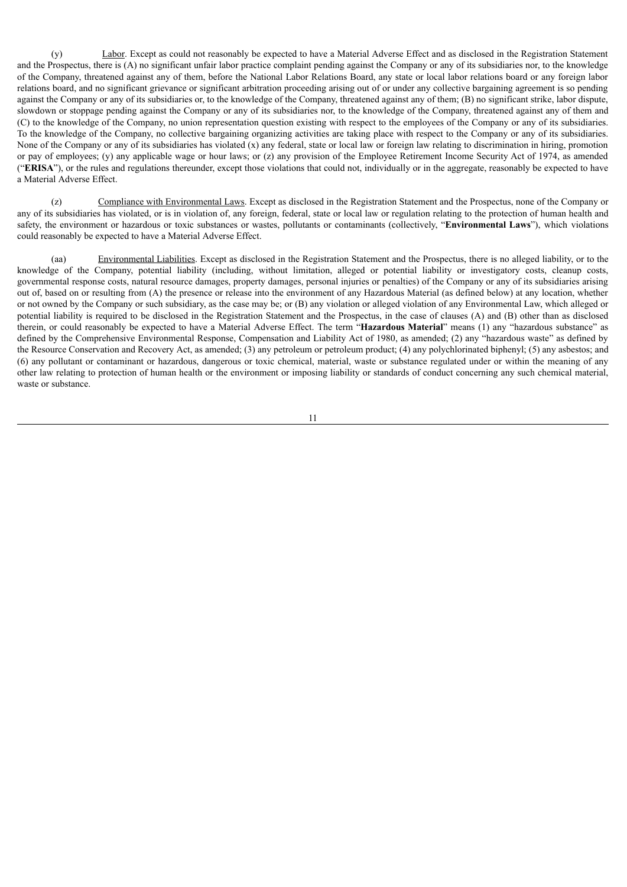(y) Labor. Except as could not reasonably be expected to have a Material Adverse Effect and as disclosed in the Registration Statement and the Prospectus, there is (A) no significant unfair labor practice complaint pending against the Company or any of its subsidiaries nor, to the knowledge of the Company, threatened against any of them, before the National Labor Relations Board, any state or local labor relations board or any foreign labor relations board, and no significant grievance or significant arbitration proceeding arising out of or under any collective bargaining agreement is so pending against the Company or any of its subsidiaries or, to the knowledge of the Company, threatened against any of them; (B) no significant strike, labor dispute, slowdown or stoppage pending against the Company or any of its subsidiaries nor, to the knowledge of the Company, threatened against any of them and (C) to the knowledge of the Company, no union representation question existing with respect to the employees of the Company or any of its subsidiaries. To the knowledge of the Company, no collective bargaining organizing activities are taking place with respect to the Company or any of its subsidiaries. None of the Company or any of its subsidiaries has violated (x) any federal, state or local law or foreign law relating to discrimination in hiring, promotion or pay of employees; (y) any applicable wage or hour laws; or (z) any provision of the Employee Retirement Income Security Act of 1974, as amended ("**ERISA**"), or the rules and regulations thereunder, except those violations that could not, individually or in the aggregate, reasonably be expected to have a Material Adverse Effect.

(z) Compliance with Environmental Laws. Except as disclosed in the Registration Statement and the Prospectus, none of the Company or any of its subsidiaries has violated, or is in violation of, any foreign, federal, state or local law or regulation relating to the protection of human health and safety, the environment or hazardous or toxic substances or wastes, pollutants or contaminants (collectively, "**Environmental Laws**"), which violations could reasonably be expected to have a Material Adverse Effect.

(aa) Environmental Liabilities. Except as disclosed in the Registration Statement and the Prospectus, there is no alleged liability, or to the knowledge of the Company, potential liability (including, without limitation, alleged or potential liability or investigatory costs, cleanup costs, governmental response costs, natural resource damages, property damages, personal injuries or penalties) of the Company or any of its subsidiaries arising out of, based on or resulting from (A) the presence or release into the environment of any Hazardous Material (as defined below) at any location, whether or not owned by the Company or such subsidiary, as the case may be; or (B) any violation or alleged violation of any Environmental Law, which alleged or potential liability is required to be disclosed in the Registration Statement and the Prospectus, in the case of clauses (A) and (B) other than as disclosed therein, or could reasonably be expected to have a Material Adverse Effect. The term "**Hazardous Material**" means (1) any "hazardous substance" as defined by the Comprehensive Environmental Response, Compensation and Liability Act of 1980, as amended; (2) any "hazardous waste" as defined by the Resource Conservation and Recovery Act, as amended; (3) any petroleum or petroleum product; (4) any polychlorinated biphenyl; (5) any asbestos; and (6) any pollutant or contaminant or hazardous, dangerous or toxic chemical, material, waste or substance regulated under or within the meaning of any other law relating to protection of human health or the environment or imposing liability or standards of conduct concerning any such chemical material, waste or substance.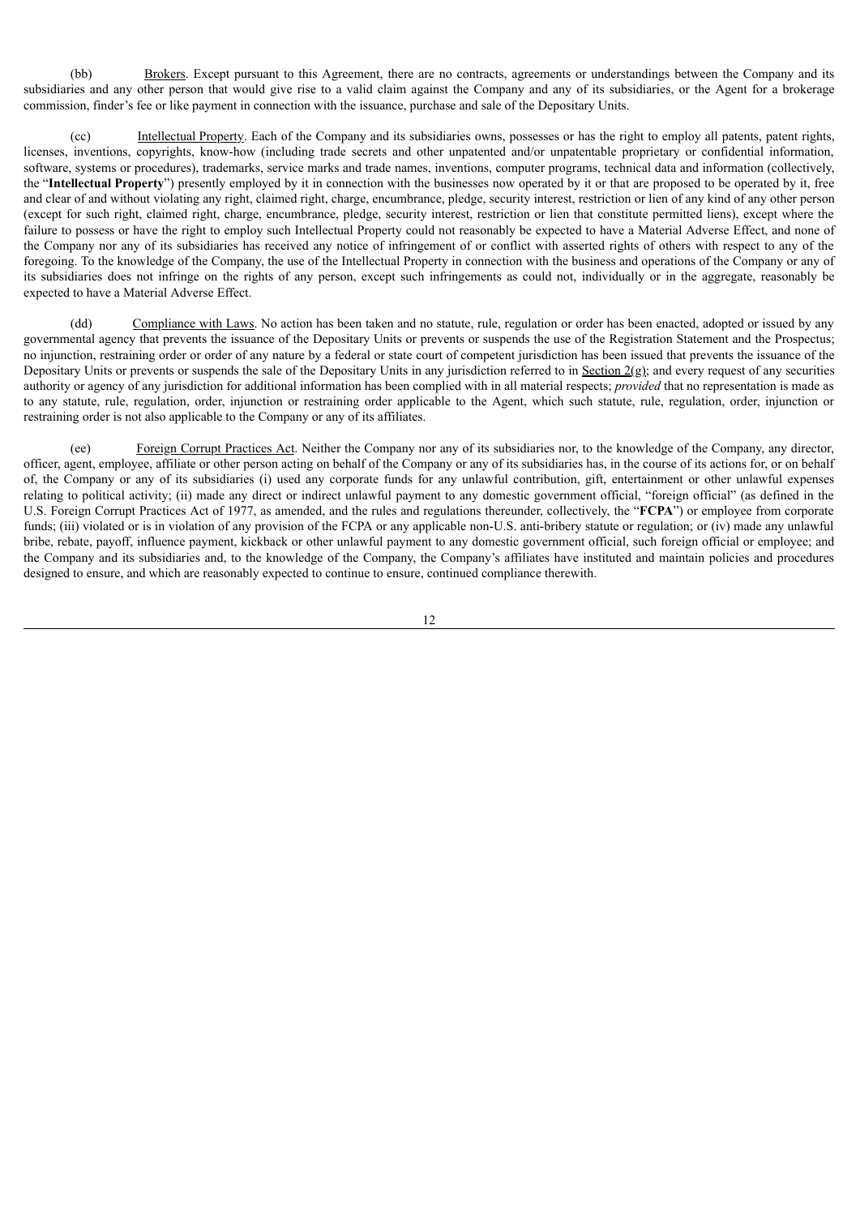(bb) Brokers. Except pursuant to this Agreement, there are no contracts, agreements or understandings between the Company and its subsidiaries and any other person that would give rise to a valid claim against the Company and any of its subsidiaries, or the Agent for a brokerage commission, finder's fee or like payment in connection with the issuance, purchase and sale of the Depositary Units.

(cc) Intellectual Property. Each of the Company and its subsidiaries owns, possesses or has the right to employ all patents, patent rights, licenses, inventions, copyrights, know-how (including trade secrets and other unpatented and/or unpatentable proprietary or confidential information, software, systems or procedures), trademarks, service marks and trade names, inventions, computer programs, technical data and information (collectively, the "**Intellectual Property**") presently employed by it in connection with the businesses now operated by it or that are proposed to be operated by it, free and clear of and without violating any right, claimed right, charge, encumbrance, pledge, security interest, restriction or lien of any kind of any other person (except for such right, claimed right, charge, encumbrance, pledge, security interest, restriction or lien that constitute permitted liens), except where the failure to possess or have the right to employ such Intellectual Property could not reasonably be expected to have a Material Adverse Effect, and none of the Company nor any of its subsidiaries has received any notice of infringement of or conflict with asserted rights of others with respect to any of the foregoing. To the knowledge of the Company, the use of the Intellectual Property in connection with the business and operations of the Company or any of its subsidiaries does not infringe on the rights of any person, except such infringements as could not, individually or in the aggregate, reasonably be expected to have a Material Adverse Effect.

(dd) Compliance with Laws. No action has been taken and no statute, rule, regulation or order has been enacted, adopted or issued by any governmental agency that prevents the issuance of the Depositary Units or prevents or suspends the use of the Registration Statement and the Prospectus; no injunction, restraining order or order of any nature by a federal or state court of competent jurisdiction has been issued that prevents the issuance of the Depositary Units or prevents or suspends the sale of the Depositary Units in any jurisdiction referred to in Section 2(g); and every request of any securities authority or agency of any jurisdiction for additional information has been complied with in all material respects; *provided* that no representation is made as to any statute, rule, regulation, order, injunction or restraining order applicable to the Agent, which such statute, rule, regulation, order, injunction or restraining order is not also applicable to the Company or any of its affiliates.

(ee) Foreign Corrupt Practices Act. Neither the Company nor any of its subsidiaries nor, to the knowledge of the Company, any director, officer, agent, employee, affiliate or other person acting on behalf of the Company or any of its subsidiaries has, in the course of its actions for, or on behalf of, the Company or any of its subsidiaries (i) used any corporate funds for any unlawful contribution, gift, entertainment or other unlawful expenses relating to political activity; (ii) made any direct or indirect unlawful payment to any domestic government official, "foreign official" (as defined in the U.S. Foreign Corrupt Practices Act of 1977, as amended, and the rules and regulations thereunder, collectively, the "**FCPA**") or employee from corporate funds; (iii) violated or is in violation of any provision of the FCPA or any applicable non-U.S. anti-bribery statute or regulation; or (iv) made any unlawful bribe, rebate, payoff, influence payment, kickback or other unlawful payment to any domestic government official, such foreign official or employee; and the Company and its subsidiaries and, to the knowledge of the Company, the Company's affiliates have instituted and maintain policies and procedures designed to ensure, and which are reasonably expected to continue to ensure, continued compliance therewith.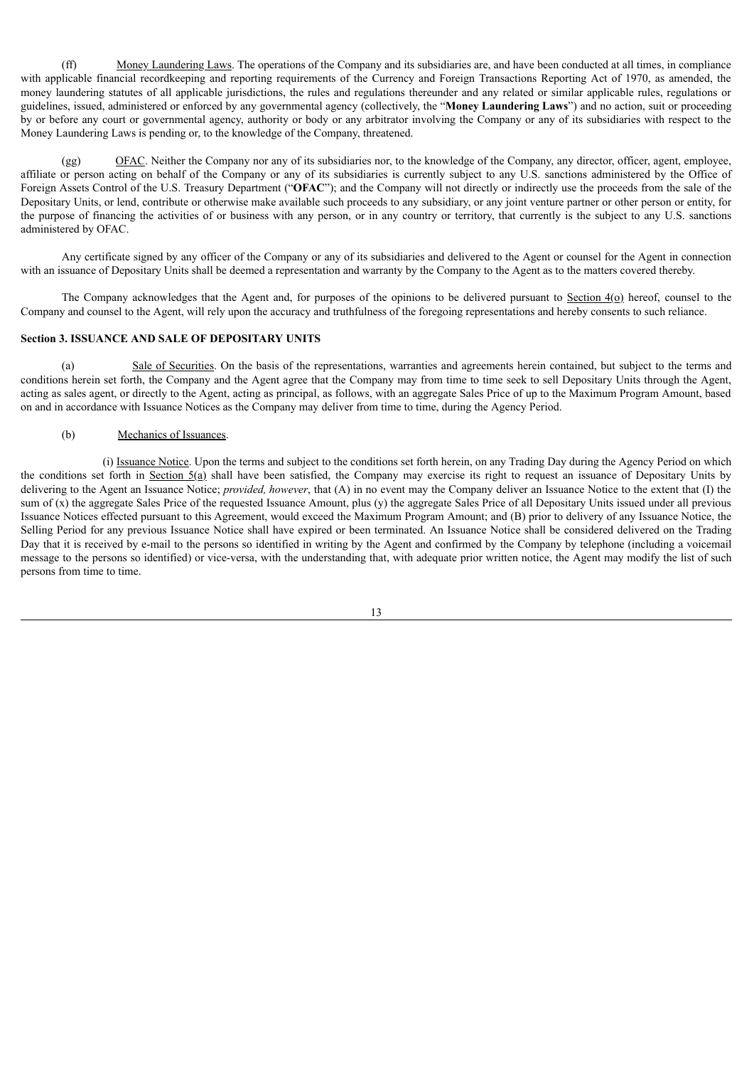(ff) Money Laundering Laws. The operations of the Company and its subsidiaries are, and have been conducted at all times, in compliance with applicable financial recordkeeping and reporting requirements of the Currency and Foreign Transactions Reporting Act of 1970, as amended, the money laundering statutes of all applicable jurisdictions, the rules and regulations thereunder and any related or similar applicable rules, regulations or guidelines, issued, administered or enforced by any governmental agency (collectively, the "**Money Laundering Laws**") and no action, suit or proceeding by or before any court or governmental agency, authority or body or any arbitrator involving the Company or any of its subsidiaries with respect to the Money Laundering Laws is pending or, to the knowledge of the Company, threatened.

(gg) OFAC. Neither the Company nor any of its subsidiaries nor, to the knowledge of the Company, any director, officer, agent, employee, affiliate or person acting on behalf of the Company or any of its subsidiaries is currently subject to any U.S. sanctions administered by the Office of Foreign Assets Control of the U.S. Treasury Department ("**OFAC**"); and the Company will not directly or indirectly use the proceeds from the sale of the Depositary Units, or lend, contribute or otherwise make available such proceeds to any subsidiary, or any joint venture partner or other person or entity, for the purpose of financing the activities of or business with any person, or in any country or territory, that currently is the subject to any U.S. sanctions administered by OFAC.

Any certificate signed by any officer of the Company or any of its subsidiaries and delivered to the Agent or counsel for the Agent in connection with an issuance of Depositary Units shall be deemed a representation and warranty by the Company to the Agent as to the matters covered thereby.

The Company acknowledges that the Agent and, for purposes of the opinions to be delivered pursuant to Section 4(o) hereof, counsel to the Company and counsel to the Agent, will rely upon the accuracy and truthfulness of the foregoing representations and hereby consents to such reliance.

**Section 3. ISSUANCE AND SALE OF DEPOSITARY UNITS**

(a) Sale of Securities. On the basis of the representations, warranties and agreements herein contained, but subject to the terms and conditions herein set forth, the Company and the Agent agree that the Company may from time to time seek to sell Depositary Units through the Agent, acting as sales agent, or directly to the Agent, acting as principal, as follows, with an aggregate Sales Price of up to the Maximum Program Amount, based on and in accordance with Issuance Notices as the Company may deliver from time to time, during the Agency Period.

(b) Mechanics of Issuances.

(i) Issuance Notice. Upon the terms and subject to the conditions set forth herein, on any Trading Day during the Agency Period on which the conditions set forth in Section 5(a) shall have been satisfied, the Company may exercise its right to request an issuance of Depositary Units by delivering to the Agent an Issuance Notice; *provided, however*, that (A) in no event may the Company deliver an Issuance Notice to the extent that (I) the sum of (x) the aggregate Sales Price of the requested Issuance Amount, plus (y) the aggregate Sales Price of all Depositary Units issued under all previous Issuance Notices effected pursuant to this Agreement, would exceed the Maximum Program Amount; and (B) prior to delivery of any Issuance Notice, the Selling Period for any previous Issuance Notice shall have expired or been terminated. An Issuance Notice shall be considered delivered on the Trading Day that it is received by e-mail to the persons so identified in writing by the Agent and confirmed by the Company by telephone (including a voicemail message to the persons so identified) or vice-versa, with the understanding that, with adequate prior written notice, the Agent may modify the list of such persons from time to time.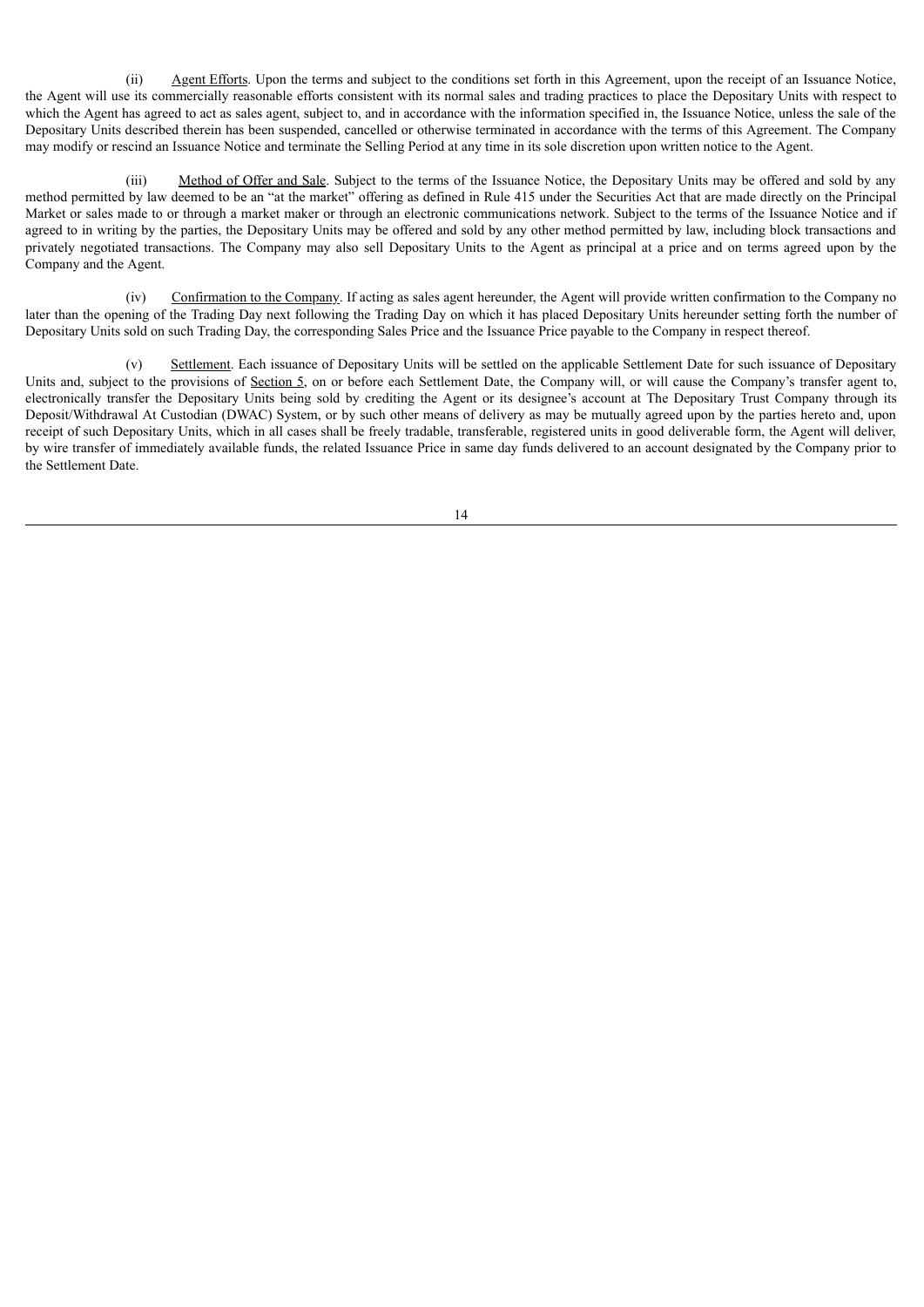(ii) Agent Efforts. Upon the terms and subject to the conditions set forth in this Agreement, upon the receipt of an Issuance Notice, the Agent will use its commercially reasonable efforts consistent with its normal sales and trading practices to place the Depositary Units with respect to which the Agent has agreed to act as sales agent, subject to, and in accordance with the information specified in, the Issuance Notice, unless the sale of the Depositary Units described therein has been suspended, cancelled or otherwise terminated in accordance with the terms of this Agreement. The Company may modify or rescind an Issuance Notice and terminate the Selling Period at any time in its sole discretion upon written notice to the Agent.

(iii) Method of Offer and Sale. Subject to the terms of the Issuance Notice, the Depositary Units may be offered and sold by any method permitted by law deemed to be an "at the market" offering as defined in Rule 415 under the Securities Act that are made directly on the Principal Market or sales made to or through a market maker or through an electronic communications network. Subject to the terms of the Issuance Notice and if agreed to in writing by the parties, the Depositary Units may be offered and sold by any other method permitted by law, including block transactions and privately negotiated transactions. The Company may also sell Depositary Units to the Agent as principal at a price and on terms agreed upon by the Company and the Agent.

(iv) Confirmation to the Company. If acting as sales agent hereunder, the Agent will provide written confirmation to the Company no later than the opening of the Trading Day next following the Trading Day on which it has placed Depositary Units hereunder setting forth the number of Depositary Units sold on such Trading Day, the corresponding Sales Price and the Issuance Price payable to the Company in respect thereof.

(v) Settlement. Each issuance of Depositary Units will be settled on the applicable Settlement Date for such issuance of Depositary Units and, subject to the provisions of Section 5, on or before each Settlement Date, the Company will, or will cause the Company's transfer agent to, electronically transfer the Depositary Units being sold by crediting the Agent or its designee's account at The Depositary Trust Company through its Deposit/Withdrawal At Custodian (DWAC) System, or by such other means of delivery as may be mutually agreed upon by the parties hereto and, upon receipt of such Depositary Units, which in all cases shall be freely tradable, transferable, registered units in good deliverable form, the Agent will deliver, by wire transfer of immediately available funds, the related Issuance Price in same day funds delivered to an account designated by the Company prior to the Settlement Date.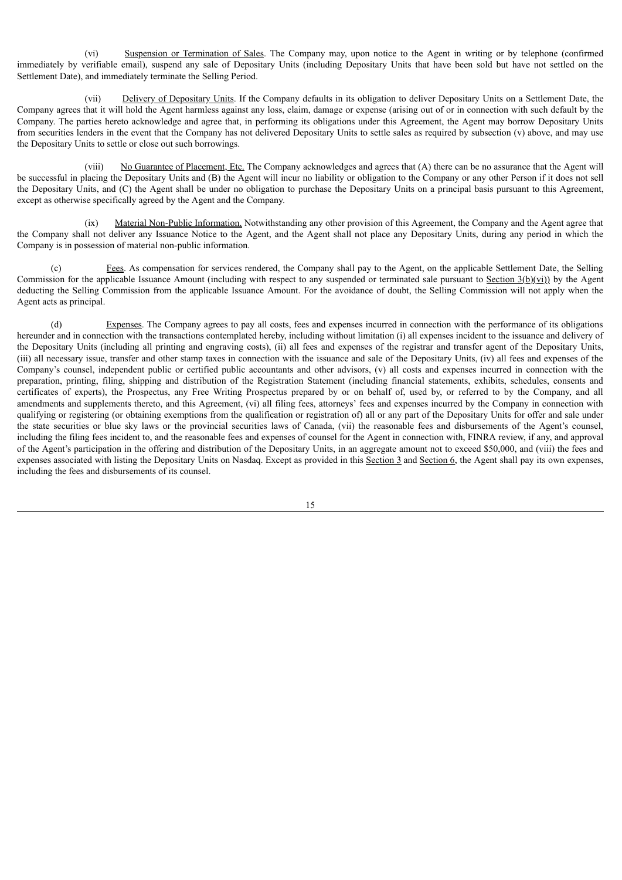(vi) Suspension or Termination of Sales. The Company may, upon notice to the Agent in writing or by telephone (confirmed immediately by verifiable email), suspend any sale of Depositary Units (including Depositary Units that have been sold but have not settled on the Settlement Date), and immediately terminate the Selling Period.

(vii) Delivery of Depositary Units. If the Company defaults in its obligation to deliver Depositary Units on a Settlement Date, the Company agrees that it will hold the Agent harmless against any loss, claim, damage or expense (arising out of or in connection with such default by the Company. The parties hereto acknowledge and agree that, in performing its obligations under this Agreement, the Agent may borrow Depositary Units from securities lenders in the event that the Company has not delivered Depositary Units to settle sales as required by subsection (v) above, and may use the Depositary Units to settle or close out such borrowings.

(viii) No Guarantee of Placement, Etc. The Company acknowledges and agrees that (A) there can be no assurance that the Agent will be successful in placing the Depositary Units and (B) the Agent will incur no liability or obligation to the Company or any other Person if it does not sell the Depositary Units, and (C) the Agent shall be under no obligation to purchase the Depositary Units on a principal basis pursuant to this Agreement, except as otherwise specifically agreed by the Agent and the Company.

(ix) Material Non-Public Information. Notwithstanding any other provision of this Agreement, the Company and the Agent agree that the Company shall not deliver any Issuance Notice to the Agent, and the Agent shall not place any Depositary Units, during any period in which the Company is in possession of material non-public information.

(c) Fees. As compensation for services rendered, the Company shall pay to the Agent, on the applicable Settlement Date, the Selling Commission for the applicable Issuance Amount (including with respect to any suspended or terminated sale pursuant to Section 3(b)(vi)) by the Agent deducting the Selling Commission from the applicable Issuance Amount. For the avoidance of doubt, the Selling Commission will not apply when the Agent acts as principal.

(d) Expenses. The Company agrees to pay all costs, fees and expenses incurred in connection with the performance of its obligations hereunder and in connection with the transactions contemplated hereby, including without limitation (i) all expenses incident to the issuance and delivery of the Depositary Units (including all printing and engraving costs), (ii) all fees and expenses of the registrar and transfer agent of the Depositary Units, (iii) all necessary issue, transfer and other stamp taxes in connection with the issuance and sale of the Depositary Units, (iv) all fees and expenses of the Company's counsel, independent public or certified public accountants and other advisors, (v) all costs and expenses incurred in connection with the preparation, printing, filing, shipping and distribution of the Registration Statement (including financial statements, exhibits, schedules, consents and certificates of experts), the Prospectus, any Free Writing Prospectus prepared by or on behalf of, used by, or referred to by the Company, and all amendments and supplements thereto, and this Agreement, (vi) all filing fees, attorneys' fees and expenses incurred by the Company in connection with qualifying or registering (or obtaining exemptions from the qualification or registration of) all or any part of the Depositary Units for offer and sale under the state securities or blue sky laws or the provincial securities laws of Canada, (vii) the reasonable fees and disbursements of the Agent's counsel, including the filing fees incident to, and the reasonable fees and expenses of counsel for the Agent in connection with, FINRA review, if any, and approval of the Agent's participation in the offering and distribution of the Depositary Units, in an aggregate amount not to exceed $50,000, and (viii) the fees and expenses associated with listing the Depositary Units on Nasdaq. Except as provided in this Section 3 and Section 6, the Agent shall pay its own expenses, including the fees and disbursements of its counsel.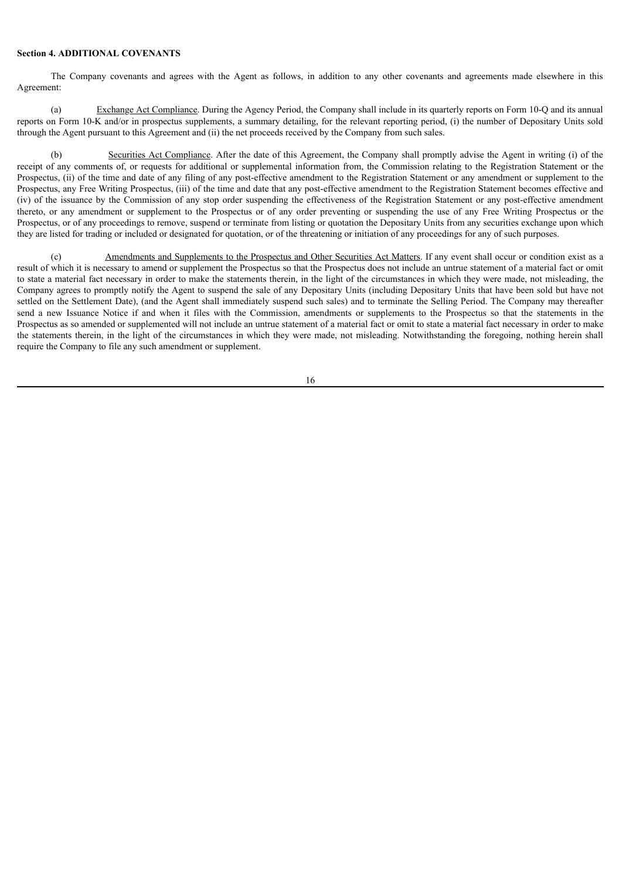**Section 4. ADDITIONAL COVENANTS**

The Company covenants and agrees with the Agent as follows, in addition to any other covenants and agreements made elsewhere in this Agreement:

(a) Exchange Act Compliance. During the Agency Period, the Company shall include in its quarterly reports on Form 10-Q and its annual reports on Form 10-K and/or in prospectus supplements, a summary detailing, for the relevant reporting period, (i) the number of Depositary Units sold through the Agent pursuant to this Agreement and (ii) the net proceeds received by the Company from such sales.

(b) Securities Act Compliance. After the date of this Agreement, the Company shall promptly advise the Agent in writing (i) of the receipt of any comments of, or requests for additional or supplemental information from, the Commission relating to the Registration Statement or the Prospectus, (ii) of the time and date of any filing of any post-effective amendment to the Registration Statement or any amendment or supplement to the Prospectus, any Free Writing Prospectus, (iii) of the time and date that any post-effective amendment to the Registration Statement becomes effective and (iv) of the issuance by the Commission of any stop order suspending the effectiveness of the Registration Statement or any post-effective amendment thereto, or any amendment or supplement to the Prospectus or of any order preventing or suspending the use of any Free Writing Prospectus or the Prospectus, or of any proceedings to remove, suspend or terminate from listing or quotation the Depositary Units from any securities exchange upon which they are listed for trading or included or designated for quotation, or of the threatening or initiation of any proceedings for any of such purposes.

(c) Amendments and Supplements to the Prospectus and Other Securities Act Matters. If any event shall occur or condition exist as a result of which it is necessary to amend or supplement the Prospectus so that the Prospectus does not include an untrue statement of a material fact or omit to state a material fact necessary in order to make the statements therein, in the light of the circumstances in which they were made, not misleading, the Company agrees to promptly notify the Agent to suspend the sale of any Depositary Units (including Depositary Units that have been sold but have not settled on the Settlement Date), (and the Agent shall immediately suspend such sales) and to terminate the Selling Period. The Company may thereafter send a new Issuance Notice if and when it files with the Commission, amendments or supplements to the Prospectus so that the statements in the Prospectus as so amended or supplemented will not include an untrue statement of a material fact or omit to state a material fact necessary in order to make the statements therein, in the light of the circumstances in which they were made, not misleading. Notwithstanding the foregoing, nothing herein shall require the Company to file any such amendment or supplement.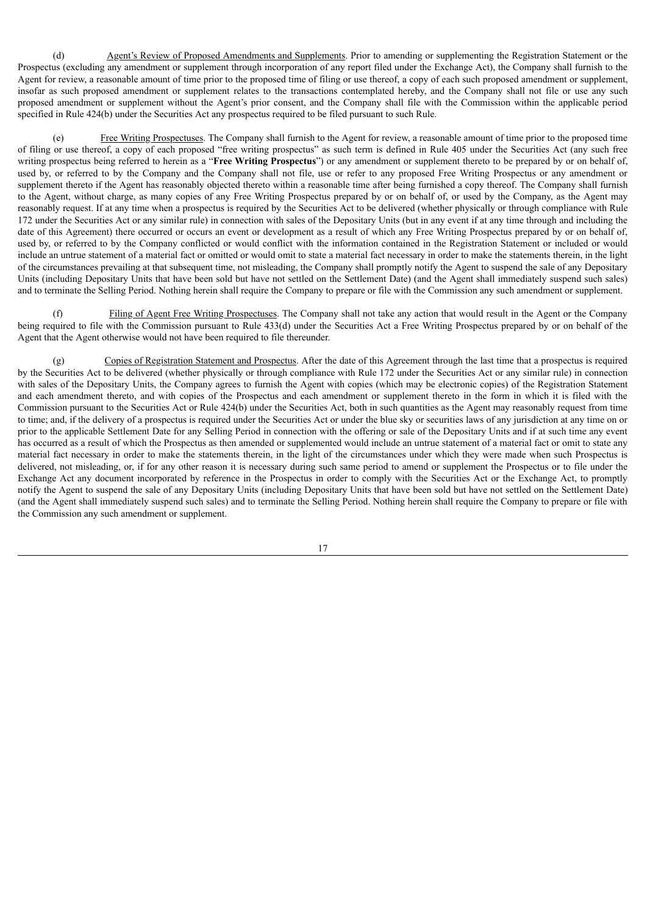(d) Agent's Review of Proposed Amendments and Supplements. Prior to amending or supplementing the Registration Statement or the Prospectus (excluding any amendment or supplement through incorporation of any report filed under the Exchange Act), the Company shall furnish to the Agent for review, a reasonable amount of time prior to the proposed time of filing or use thereof, a copy of each such proposed amendment or supplement, insofar as such proposed amendment or supplement relates to the transactions contemplated hereby, and the Company shall not file or use any such proposed amendment or supplement without the Agent's prior consent, and the Company shall file with the Commission within the applicable period specified in Rule 424(b) under the Securities Act any prospectus required to be filed pursuant to such Rule.

(e) Free Writing Prospectuses. The Company shall furnish to the Agent for review, a reasonable amount of time prior to the proposed time of filing or use thereof, a copy of each proposed "free writing prospectus" as such term is defined in Rule 405 under the Securities Act (any such free writing prospectus being referred to herein as a "**Free Writing Prospectus**") or any amendment or supplement thereto to be prepared by or on behalf of, used by, or referred to by the Company and the Company shall not file, use or refer to any proposed Free Writing Prospectus or any amendment or supplement thereto if the Agent has reasonably objected thereto within a reasonable time after being furnished a copy thereof. The Company shall furnish to the Agent, without charge, as many copies of any Free Writing Prospectus prepared by or on behalf of, or used by the Company, as the Agent may reasonably request. If at any time when a prospectus is required by the Securities Act to be delivered (whether physically or through compliance with Rule 172 under the Securities Act or any similar rule) in connection with sales of the Depositary Units (but in any event if at any time through and including the date of this Agreement) there occurred or occurs an event or development as a result of which any Free Writing Prospectus prepared by or on behalf of, used by, or referred to by the Company conflicted or would conflict with the information contained in the Registration Statement or included or would include an untrue statement of a material fact or omitted or would omit to state a material fact necessary in order to make the statements therein, in the light of the circumstances prevailing at that subsequent time, not misleading, the Company shall promptly notify the Agent to suspend the sale of any Depositary Units (including Depositary Units that have been sold but have not settled on the Settlement Date) (and the Agent shall immediately suspend such sales) and to terminate the Selling Period. Nothing herein shall require the Company to prepare or file with the Commission any such amendment or supplement.

(f) Filing of Agent Free Writing Prospectuses. The Company shall not take any action that would result in the Agent or the Company being required to file with the Commission pursuant to Rule 433(d) under the Securities Act a Free Writing Prospectus prepared by or on behalf of the Agent that the Agent otherwise would not have been required to file thereunder.

(g) Copies of Registration Statement and Prospectus. After the date of this Agreement through the last time that a prospectus is required by the Securities Act to be delivered (whether physically or through compliance with Rule 172 under the Securities Act or any similar rule) in connection with sales of the Depositary Units, the Company agrees to furnish the Agent with copies (which may be electronic copies) of the Registration Statement and each amendment thereto, and with copies of the Prospectus and each amendment or supplement thereto in the form in which it is filed with the Commission pursuant to the Securities Act or Rule 424(b) under the Securities Act, both in such quantities as the Agent may reasonably request from time to time; and, if the delivery of a prospectus is required under the Securities Act or under the blue sky or securities laws of any jurisdiction at any time on or prior to the applicable Settlement Date for any Selling Period in connection with the offering or sale of the Depositary Units and if at such time any event has occurred as a result of which the Prospectus as then amended or supplemented would include an untrue statement of a material fact or omit to state any material fact necessary in order to make the statements therein, in the light of the circumstances under which they were made when such Prospectus is delivered, not misleading, or, if for any other reason it is necessary during such same period to amend or supplement the Prospectus or to file under the Exchange Act any document incorporated by reference in the Prospectus in order to comply with the Securities Act or the Exchange Act, to promptly notify the Agent to suspend the sale of any Depositary Units (including Depositary Units that have been sold but have not settled on the Settlement Date) (and the Agent shall immediately suspend such sales) and to terminate the Selling Period. Nothing herein shall require the Company to prepare or file with the Commission any such amendment or supplement.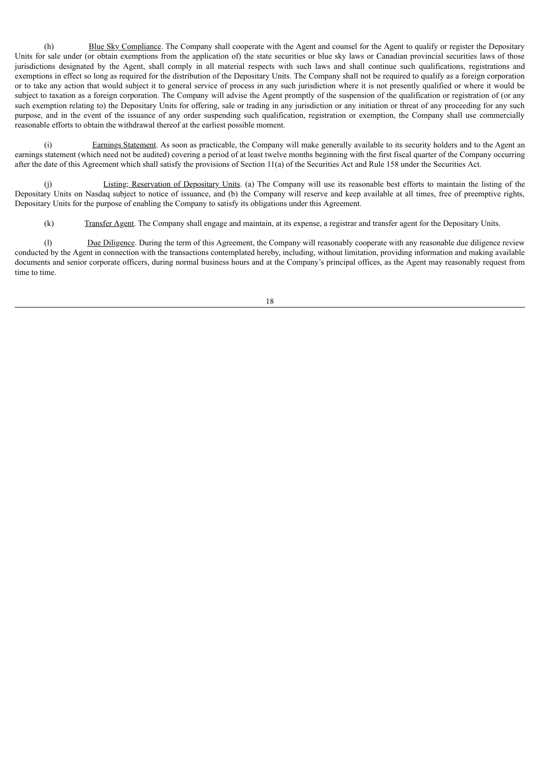(h) Blue Sky Compliance. The Company shall cooperate with the Agent and counsel for the Agent to qualify or register the Depositary Units for sale under (or obtain exemptions from the application of) the state securities or blue sky laws or Canadian provincial securities laws of those jurisdictions designated by the Agent, shall comply in all material respects with such laws and shall continue such qualifications, registrations and exemptions in effect so long as required for the distribution of the Depositary Units. The Company shall not be required to qualify as a foreign corporation or to take any action that would subject it to general service of process in any such jurisdiction where it is not presently qualified or where it would be subject to taxation as a foreign corporation. The Company will advise the Agent promptly of the suspension of the qualification or registration of (or any such exemption relating to) the Depositary Units for offering, sale or trading in any jurisdiction or any initiation or threat of any proceeding for any such purpose, and in the event of the issuance of any order suspending such qualification, registration or exemption, the Company shall use commercially reasonable efforts to obtain the withdrawal thereof at the earliest possible moment.

(i) Earnings Statement. As soon as practicable, the Company will make generally available to its security holders and to the Agent an earnings statement (which need not be audited) covering a period of at least twelve months beginning with the first fiscal quarter of the Company occurring after the date of this Agreement which shall satisfy the provisions of Section 11(a) of the Securities Act and Rule 158 under the Securities Act.

(j) Listing; Reservation of Depositary Units. (a) The Company will use its reasonable best efforts to maintain the listing of the Depositary Units on Nasdaq subject to notice of issuance, and (b) the Company will reserve and keep available at all times, free of preemptive rights, Depositary Units for the purpose of enabling the Company to satisfy its obligations under this Agreement.

(k) Transfer Agent. The Company shall engage and maintain, at its expense, a registrar and transfer agent for the Depositary Units.

(l) Due Diligence. During the term of this Agreement, the Company will reasonably cooperate with any reasonable due diligence review conducted by the Agent in connection with the transactions contemplated hereby, including, without limitation, providing information and making available documents and senior corporate officers, during normal business hours and at the Company's principal offices, as the Agent may reasonably request from time to time.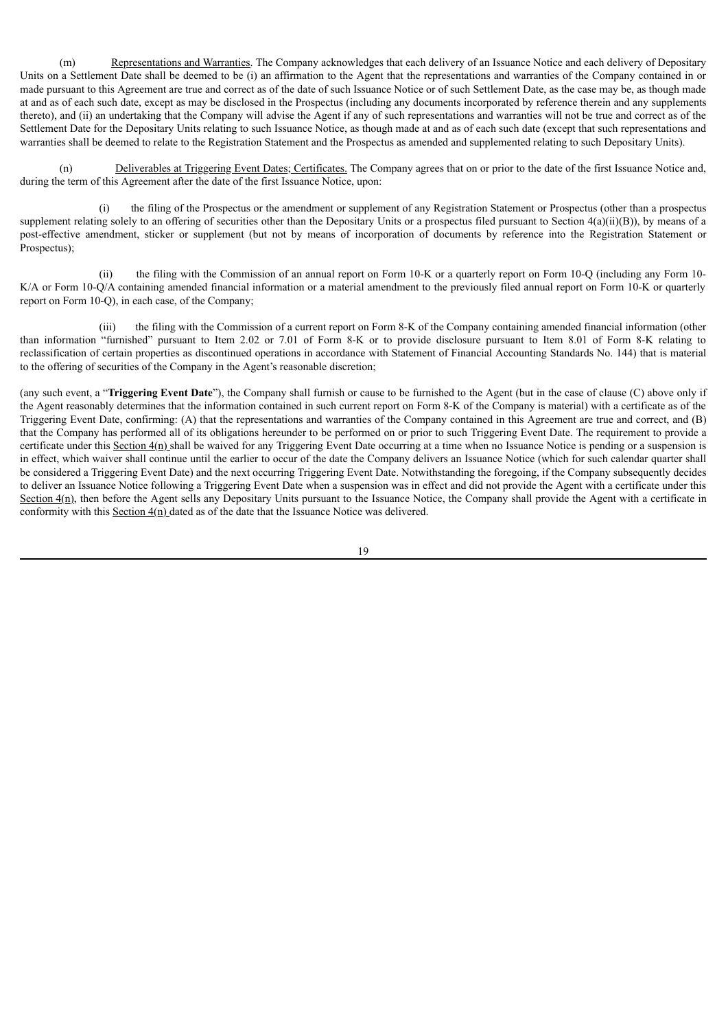(m) Representations and Warranties. The Company acknowledges that each delivery of an Issuance Notice and each delivery of Depositary Units on a Settlement Date shall be deemed to be (i) an affirmation to the Agent that the representations and warranties of the Company contained in or made pursuant to this Agreement are true and correct as of the date of such Issuance Notice or of such Settlement Date, as the case may be, as though made at and as of each such date, except as may be disclosed in the Prospectus (including any documents incorporated by reference therein and any supplements thereto), and (ii) an undertaking that the Company will advise the Agent if any of such representations and warranties will not be true and correct as of the Settlement Date for the Depositary Units relating to such Issuance Notice, as though made at and as of each such date (except that such representations and warranties shall be deemed to relate to the Registration Statement and the Prospectus as amended and supplemented relating to such Depositary Units).

(n) Deliverables at Triggering Event Dates; Certificates. The Company agrees that on or prior to the date of the first Issuance Notice and, during the term of this Agreement after the date of the first Issuance Notice, upon:

(i) the filing of the Prospectus or the amendment or supplement of any Registration Statement or Prospectus (other than a prospectus supplement relating solely to an offering of securities other than the Depositary Units or a prospectus filed pursuant to Section 4(a)(ii)(B)), by means of a post-effective amendment, sticker or supplement (but not by means of incorporation of documents by reference into the Registration Statement or Prospectus);

(ii) the filing with the Commission of an annual report on Form 10-K or a quarterly report on Form 10-Q (including any Form 10-K/A or Form 10-Q/A containing amended financial information or a material amendment to the previously filed annual report on Form 10-K or quarterly report on Form 10-Q), in each case, of the Company;

(iii) the filing with the Commission of a current report on Form 8-K of the Company containing amended financial information (other than information "furnished" pursuant to Item 2.02 or 7.01 of Form 8-K or to provide disclosure pursuant to Item 8.01 of Form 8-K relating to reclassification of certain properties as discontinued operations in accordance with Statement of Financial Accounting Standards No. 144) that is material to the offering of securities of the Company in the Agent's reasonable discretion;

(any such event, a "**Triggering Event Date**"), the Company shall furnish or cause to be furnished to the Agent (but in the case of clause (C) above only if the Agent reasonably determines that the information contained in such current report on Form 8-K of the Company is material) with a certificate as of the Triggering Event Date, confirming: (A) that the representations and warranties of the Company contained in this Agreement are true and correct, and (B) that the Company has performed all of its obligations hereunder to be performed on or prior to such Triggering Event Date. The requirement to provide a certificate under this Section 4(n) shall be waived for any Triggering Event Date occurring at a time when no Issuance Notice is pending or a suspension is in effect, which waiver shall continue until the earlier to occur of the date the Company delivers an Issuance Notice (which for such calendar quarter shall be considered a Triggering Event Date) and the next occurring Triggering Event Date. Notwithstanding the foregoing, if the Company subsequently decides to deliver an Issuance Notice following a Triggering Event Date when a suspension was in effect and did not provide the Agent with a certificate under this Section 4(n), then before the Agent sells any Depositary Units pursuant to the Issuance Notice, the Company shall provide the Agent with a certificate in conformity with this Section 4(n) dated as of the date that the Issuance Notice was delivered.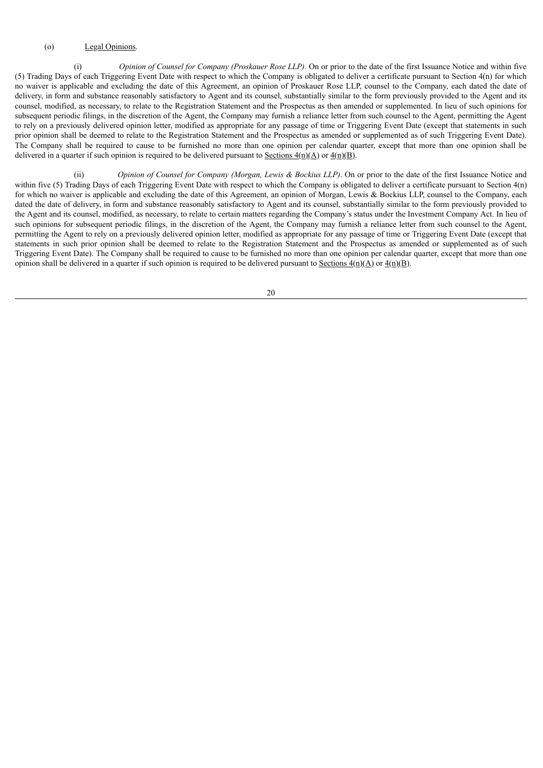(o) Legal Opinions.

(i) *Opinion of Counsel for Company (Proskauer Rose LLP)*. On or prior to the date of the first Issuance Notice and within five (5) Trading Days of each Triggering Event Date with respect to which the Company is obligated to deliver a certificate pursuant to Section 4(n) for which no waiver is applicable and excluding the date of this Agreement, an opinion of Proskauer Rose LLP, counsel to the Company, each dated the date of delivery, in form and substance reasonably satisfactory to Agent and its counsel, substantially similar to the form previously provided to the Agent and its counsel, modified, as necessary, to relate to the Registration Statement and the Prospectus as then amended or supplemented. In lieu of such opinions for subsequent periodic filings, in the discretion of the Agent, the Company may furnish a reliance letter from such counsel to the Agent, permitting the Agent to rely on a previously delivered opinion letter, modified as appropriate for any passage of time or Triggering Event Date (except that statements in such prior opinion shall be deemed to relate to the Registration Statement and the Prospectus as amended or supplemented as of such Triggering Event Date). The Company shall be required to cause to be furnished no more than one opinion per calendar quarter, except that more than one opinion shall be delivered in a quarter if such opinion is required to be delivered pursuant to Sections 4(n)(A) or 4(n)(B).

(ii) *Opinion of Counsel for Company (Morgan, Lewis & Bockius LLP)*. On or prior to the date of the first Issuance Notice and within five (5) Trading Days of each Triggering Event Date with respect to which the Company is obligated to deliver a certificate pursuant to Section 4(n) for which no waiver is applicable and excluding the date of this Agreement, an opinion of Morgan, Lewis & Bockius LLP, counsel to the Company, each dated the date of delivery, in form and substance reasonably satisfactory to Agent and its counsel, substantially similar to the form previously provided to the Agent and its counsel, modified, as necessary, to relate to certain matters regarding the Company's status under the Investment Company Act. In lieu of such opinions for subsequent periodic filings, in the discretion of the Agent, the Company may furnish a reliance letter from such counsel to the Agent, permitting the Agent to rely on a previously delivered opinion letter, modified as appropriate for any passage of time or Triggering Event Date (except that statements in such prior opinion shall be deemed to relate to the Registration Statement and the Prospectus as amended or supplemented as of such Triggering Event Date). The Company shall be required to cause to be furnished no more than one opinion per calendar quarter, except that more than one opinion shall be delivered in a quarter if such opinion is required to be delivered pursuant to Sections 4(n)(A) or 4(n)(B).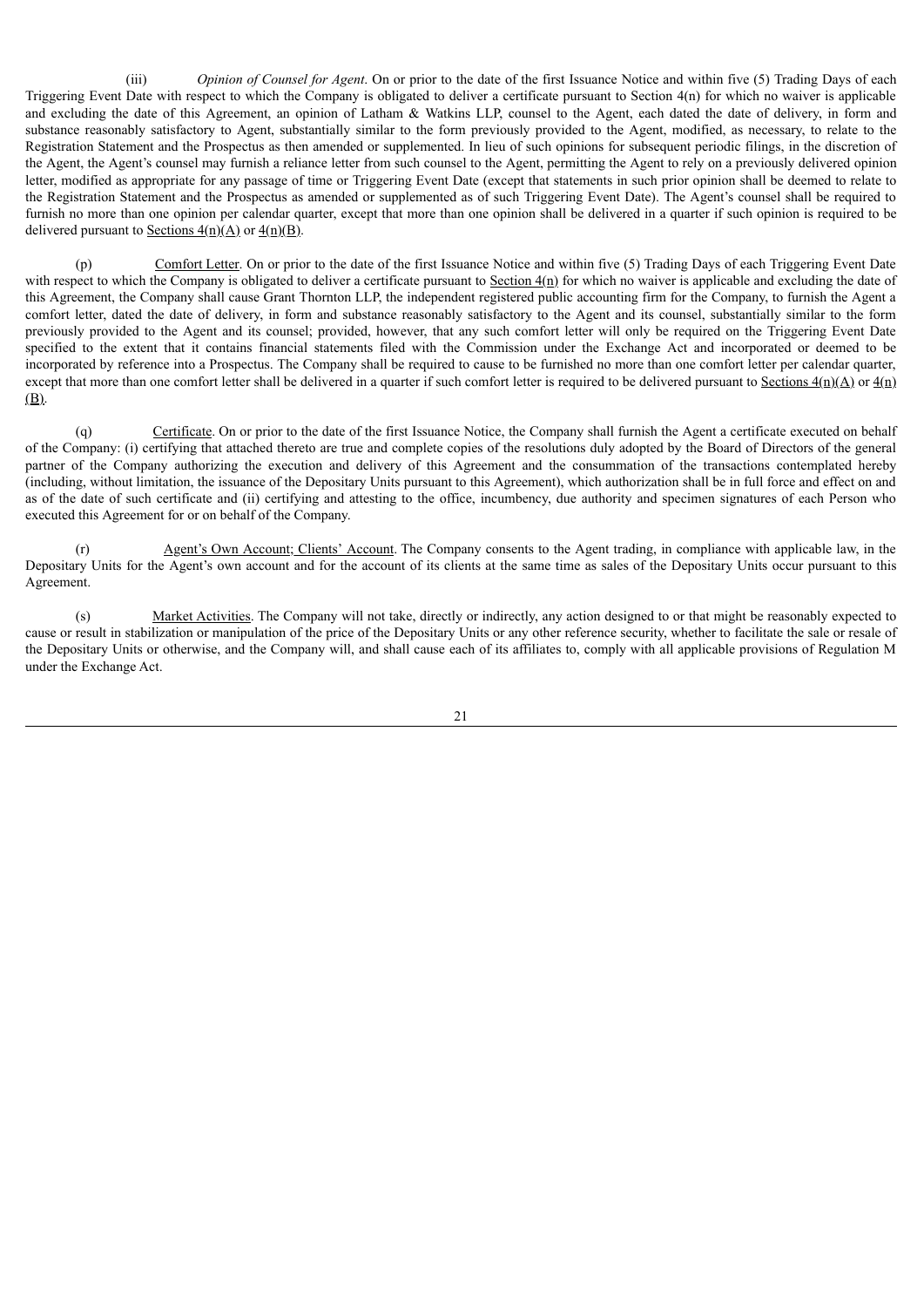(iii) *Opinion of Counsel for Agent*. On or prior to the date of the first Issuance Notice and within five (5) Trading Days of each Triggering Event Date with respect to which the Company is obligated to deliver a certificate pursuant to Section 4(n) for which no waiver is applicable and excluding the date of this Agreement, an opinion of Latham & Watkins LLP, counsel to the Agent, each dated the date of delivery, in form and substance reasonably satisfactory to Agent, substantially similar to the form previously provided to the Agent, modified, as necessary, to relate to the Registration Statement and the Prospectus as then amended or supplemented. In lieu of such opinions for subsequent periodic filings, in the discretion of the Agent, the Agent's counsel may furnish a reliance letter from such counsel to the Agent, permitting the Agent to rely on a previously delivered opinion letter, modified as appropriate for any passage of time or Triggering Event Date (except that statements in such prior opinion shall be deemed to relate to the Registration Statement and the Prospectus as amended or supplemented as of such Triggering Event Date). The Agent's counsel shall be required to furnish no more than one opinion per calendar quarter, except that more than one opinion shall be delivered in a quarter if such opinion is required to be delivered pursuant to Sections 4(n)(A) or 4(n)(B).

(p) Comfort Letter. On or prior to the date of the first Issuance Notice and within five (5) Trading Days of each Triggering Event Date with respect to which the Company is obligated to deliver a certificate pursuant to Section 4(n) for which no waiver is applicable and excluding the date of this Agreement, the Company shall cause Grant Thornton LLP, the independent registered public accounting firm for the Company, to furnish the Agent a comfort letter, dated the date of delivery, in form and substance reasonably satisfactory to the Agent and its counsel, substantially similar to the form previously provided to the Agent and its counsel; provided, however, that any such comfort letter will only be required on the Triggering Event Date specified to the extent that it contains financial statements filed with the Commission under the Exchange Act and incorporated or deemed to be incorporated by reference into a Prospectus. The Company shall be required to cause to be furnished no more than one comfort letter per calendar quarter, except that more than one comfort letter shall be delivered in a quarter if such comfort letter is required to be delivered pursuant to Sections 4(n)(A) or 4(n)(B).

(q) Certificate. On or prior to the date of the first Issuance Notice, the Company shall furnish the Agent a certificate executed on behalf of the Company: (i) certifying that attached thereto are true and complete copies of the resolutions duly adopted by the Board of Directors of the general partner of the Company authorizing the execution and delivery of this Agreement and the consummation of the transactions contemplated hereby (including, without limitation, the issuance of the Depositary Units pursuant to this Agreement), which authorization shall be in full force and effect on and as of the date of such certificate and (ii) certifying and attesting to the office, incumbency, due authority and specimen signatures of each Person who executed this Agreement for or on behalf of the Company.

(r) Agent's Own Account; Clients' Account. The Company consents to the Agent trading, in compliance with applicable law, in the Depositary Units for the Agent's own account and for the account of its clients at the same time as sales of the Depositary Units occur pursuant to this Agreement.

(s) Market Activities. The Company will not take, directly or indirectly, any action designed to or that might be reasonably expected to cause or result in stabilization or manipulation of the price of the Depositary Units or any other reference security, whether to facilitate the sale or resale of the Depositary Units or otherwise, and the Company will, and shall cause each of its affiliates to, comply with all applicable provisions of Regulation M under the Exchange Act.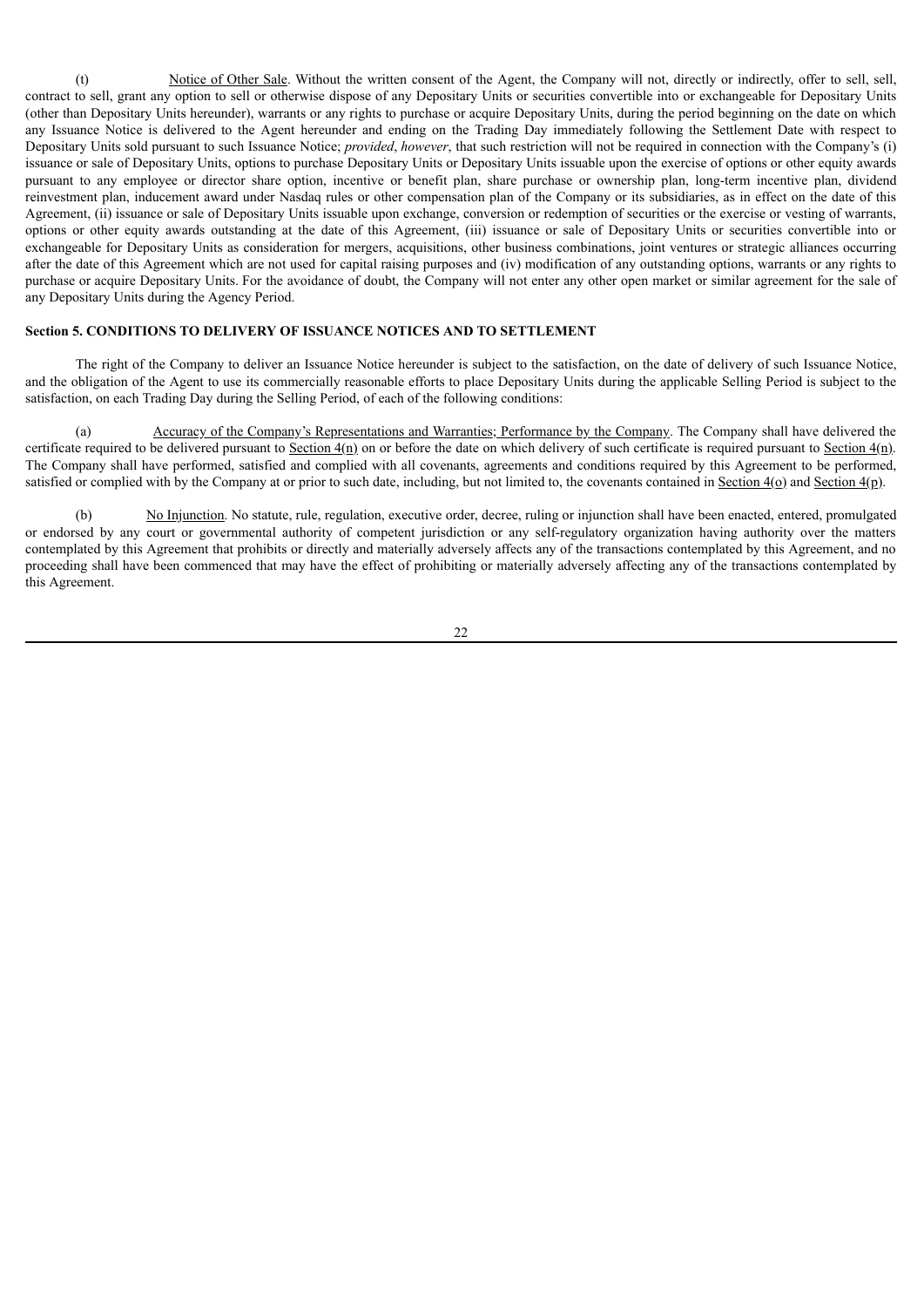(t) Notice of Other Sale. Without the written consent of the Agent, the Company will not, directly or indirectly, offer to sell, sell, contract to sell, grant any option to sell or otherwise dispose of any Depositary Units or securities convertible into or exchangeable for Depositary Units (other than Depositary Units hereunder), warrants or any rights to purchase or acquire Depositary Units, during the period beginning on the date on which any Issuance Notice is delivered to the Agent hereunder and ending on the Trading Day immediately following the Settlement Date with respect to Depositary Units sold pursuant to such Issuance Notice; *provided*, *however*, that such restriction will not be required in connection with the Company's (i) issuance or sale of Depositary Units, options to purchase Depositary Units or Depositary Units issuable upon the exercise of options or other equity awards pursuant to any employee or director share option, incentive or benefit plan, share purchase or ownership plan, long-term incentive plan, dividend reinvestment plan, inducement award under Nasdaq rules or other compensation plan of the Company or its subsidiaries, as in effect on the date of this Agreement, (ii) issuance or sale of Depositary Units issuable upon exchange, conversion or redemption of securities or the exercise or vesting of warrants, options or other equity awards outstanding at the date of this Agreement, (iii) issuance or sale of Depositary Units or securities convertible into or exchangeable for Depositary Units as consideration for mergers, acquisitions, other business combinations, joint ventures or strategic alliances occurring after the date of this Agreement which are not used for capital raising purposes and (iv) modification of any outstanding options, warrants or any rights to purchase or acquire Depositary Units. For the avoidance of doubt, the Company will not enter any other open market or similar agreement for the sale of any Depositary Units during the Agency Period.

**Section 5. CONDITIONS TO DELIVERY OF ISSUANCE NOTICES AND TO SETTLEMENT**

The right of the Company to deliver an Issuance Notice hereunder is subject to the satisfaction, on the date of delivery of such Issuance Notice, and the obligation of the Agent to use its commercially reasonable efforts to place Depositary Units during the applicable Selling Period is subject to the satisfaction, on each Trading Day during the Selling Period, of each of the following conditions:

(a) Accuracy of the Company's Representations and Warranties; Performance by the Company. The Company shall have delivered the certificate required to be delivered pursuant to Section 4(n) on or before the date on which delivery of such certificate is required pursuant to Section 4(n). The Company shall have performed, satisfied and complied with all covenants, agreements and conditions required by this Agreement to be performed, satisfied or complied with by the Company at or prior to such date, including, but not limited to, the covenants contained in Section 4(o) and Section 4(p).

(b) No Injunction. No statute, rule, regulation, executive order, decree, ruling or injunction shall have been enacted, entered, promulgated or endorsed by any court or governmental authority of competent jurisdiction or any self-regulatory organization having authority over the matters contemplated by this Agreement that prohibits or directly and materially adversely affects any of the transactions contemplated by this Agreement, and no proceeding shall have been commenced that may have the effect of prohibiting or materially adversely affecting any of the transactions contemplated by this Agreement.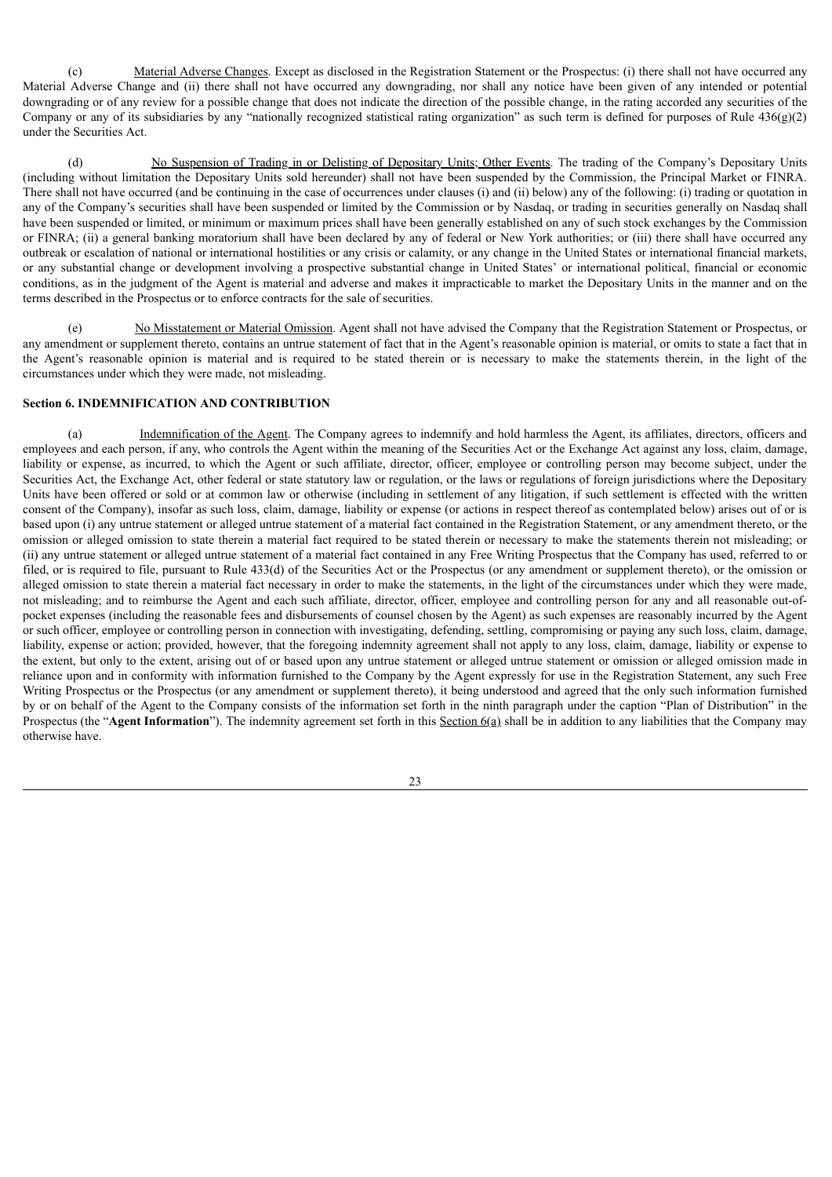(c) Material Adverse Changes. Except as disclosed in the Registration Statement or the Prospectus: (i) there shall not have occurred any Material Adverse Change and (ii) there shall not have occurred any downgrading, nor shall any notice have been given of any intended or potential downgrading or of any review for a possible change that does not indicate the direction of the possible change, in the rating accorded any securities of the Company or any of its subsidiaries by any "nationally recognized statistical rating organization" as such term is defined for purposes of Rule 436(g)(2) under the Securities Act.

(d) No Suspension of Trading in or Delisting of Depositary Units; Other Events. The trading of the Company's Depositary Units (including without limitation the Depositary Units sold hereunder) shall not have been suspended by the Commission, the Principal Market or FINRA. There shall not have occurred (and be continuing in the case of occurrences under clauses (i) and (ii) below) any of the following: (i) trading or quotation in any of the Company's securities shall have been suspended or limited by the Commission or by Nasdaq, or trading in securities generally on Nasdaq shall have been suspended or limited, or minimum or maximum prices shall have been generally established on any of such stock exchanges by the Commission or FINRA; (ii) a general banking moratorium shall have been declared by any of federal or New York authorities; or (iii) there shall have occurred any outbreak or escalation of national or international hostilities or any crisis or calamity, or any change in the United States or international financial markets, or any substantial change or development involving a prospective substantial change in United States' or international political, financial or economic conditions, as in the judgment of the Agent is material and adverse and makes it impracticable to market the Depositary Units in the manner and on the terms described in the Prospectus or to enforce contracts for the sale of securities.

(e) No Misstatement or Material Omission. Agent shall not have advised the Company that the Registration Statement or Prospectus, or any amendment or supplement thereto, contains an untrue statement of fact that in the Agent's reasonable opinion is material, or omits to state a fact that in the Agent's reasonable opinion is material and is required to be stated therein or is necessary to make the statements therein, in the light of the circumstances under which they were made, not misleading.

**Section 6. INDEMNIFICATION AND CONTRIBUTION**

(a) Indemnification of the Agent. The Company agrees to indemnify and hold harmless the Agent, its affiliates, directors, officers and employees and each person, if any, who controls the Agent within the meaning of the Securities Act or the Exchange Act against any loss, claim, damage, liability or expense, as incurred, to which the Agent or such affiliate, director, officer, employee or controlling person may become subject, under the Securities Act, the Exchange Act, other federal or state statutory law or regulation, or the laws or regulations of foreign jurisdictions where the Depositary Units have been offered or sold or at common law or otherwise (including in settlement of any litigation, if such settlement is effected with the written consent of the Company), insofar as such loss, claim, damage, liability or expense (or actions in respect thereof as contemplated below) arises out of or is based upon (i) any untrue statement or alleged untrue statement of a material fact contained in the Registration Statement, or any amendment thereto, or the omission or alleged omission to state therein a material fact required to be stated therein or necessary to make the statements therein not misleading; or (ii) any untrue statement or alleged untrue statement of a material fact contained in any Free Writing Prospectus that the Company has used, referred to or filed, or is required to file, pursuant to Rule 433(d) of the Securities Act or the Prospectus (or any amendment or supplement thereto), or the omission or alleged omission to state therein a material fact necessary in order to make the statements, in the light of the circumstances under which they were made, not misleading; and to reimburse the Agent and each such affiliate, director, officer, employee and controlling person for any and all reasonable out-of-pocket expenses (including the reasonable fees and disbursements of counsel chosen by the Agent) as such expenses are reasonably incurred by the Agent or such officer, employee or controlling person in connection with investigating, defending, settling, compromising or paying any such loss, claim, damage, liability, expense or action; provided, however, that the foregoing indemnity agreement shall not apply to any loss, claim, damage, liability or expense to the extent, but only to the extent, arising out of or based upon any untrue statement or alleged untrue statement or omission or alleged omission made in reliance upon and in conformity with information furnished to the Company by the Agent expressly for use in the Registration Statement, any such Free Writing Prospectus or the Prospectus (or any amendment or supplement thereto), it being understood and agreed that the only such information furnished by or on behalf of the Agent to the Company consists of the information set forth in the ninth paragraph under the caption "Plan of Distribution" in the Prospectus (the "**Agent Information**"). The indemnity agreement set forth in this Section 6(a) shall be in addition to any liabilities that the Company may otherwise have.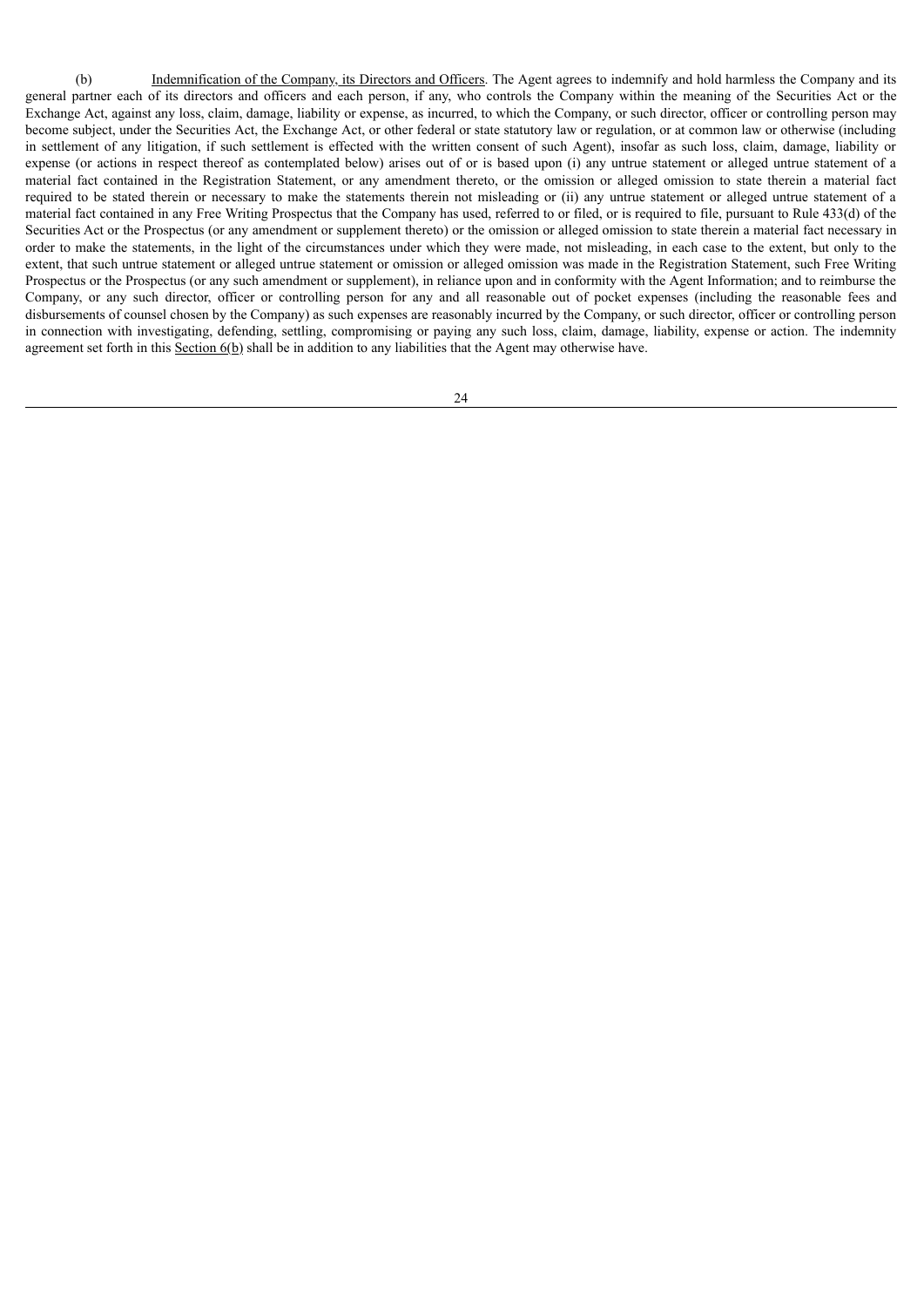(b) Indemnification of the Company, its Directors and Officers. The Agent agrees to indemnify and hold harmless the Company and its general partner each of its directors and officers and each person, if any, who controls the Company within the meaning of the Securities Act or the Exchange Act, against any loss, claim, damage, liability or expense, as incurred, to which the Company, or such director, officer or controlling person may become subject, under the Securities Act, the Exchange Act, or other federal or state statutory law or regulation, or at common law or otherwise (including in settlement of any litigation, if such settlement is effected with the written consent of such Agent), insofar as such loss, claim, damage, liability or expense (or actions in respect thereof as contemplated below) arises out of or is based upon (i) any untrue statement or alleged untrue statement of a material fact contained in the Registration Statement, or any amendment thereto, or the omission or alleged omission to state therein a material fact required to be stated therein or necessary to make the statements therein not misleading or (ii) any untrue statement or alleged untrue statement of a material fact contained in any Free Writing Prospectus that the Company has used, referred to or filed, or is required to file, pursuant to Rule 433(d) of the Securities Act or the Prospectus (or any amendment or supplement thereto) or the omission or alleged omission to state therein a material fact necessary in order to make the statements, in the light of the circumstances under which they were made, not misleading, in each case to the extent, but only to the extent, that such untrue statement or alleged untrue statement or omission or alleged omission was made in the Registration Statement, such Free Writing Prospectus or the Prospectus (or any such amendment or supplement), in reliance upon and in conformity with the Agent Information; and to reimburse the Company, or any such director, officer or controlling person for any and all reasonable out of pocket expenses (including the reasonable fees and disbursements of counsel chosen by the Company) as such expenses are reasonably incurred by the Company, or such director, officer or controlling person in connection with investigating, defending, settling, compromising or paying any such loss, claim, damage, liability, expense or action. The indemnity agreement set forth in this Section 6(b) shall be in addition to any liabilities that the Agent may otherwise have.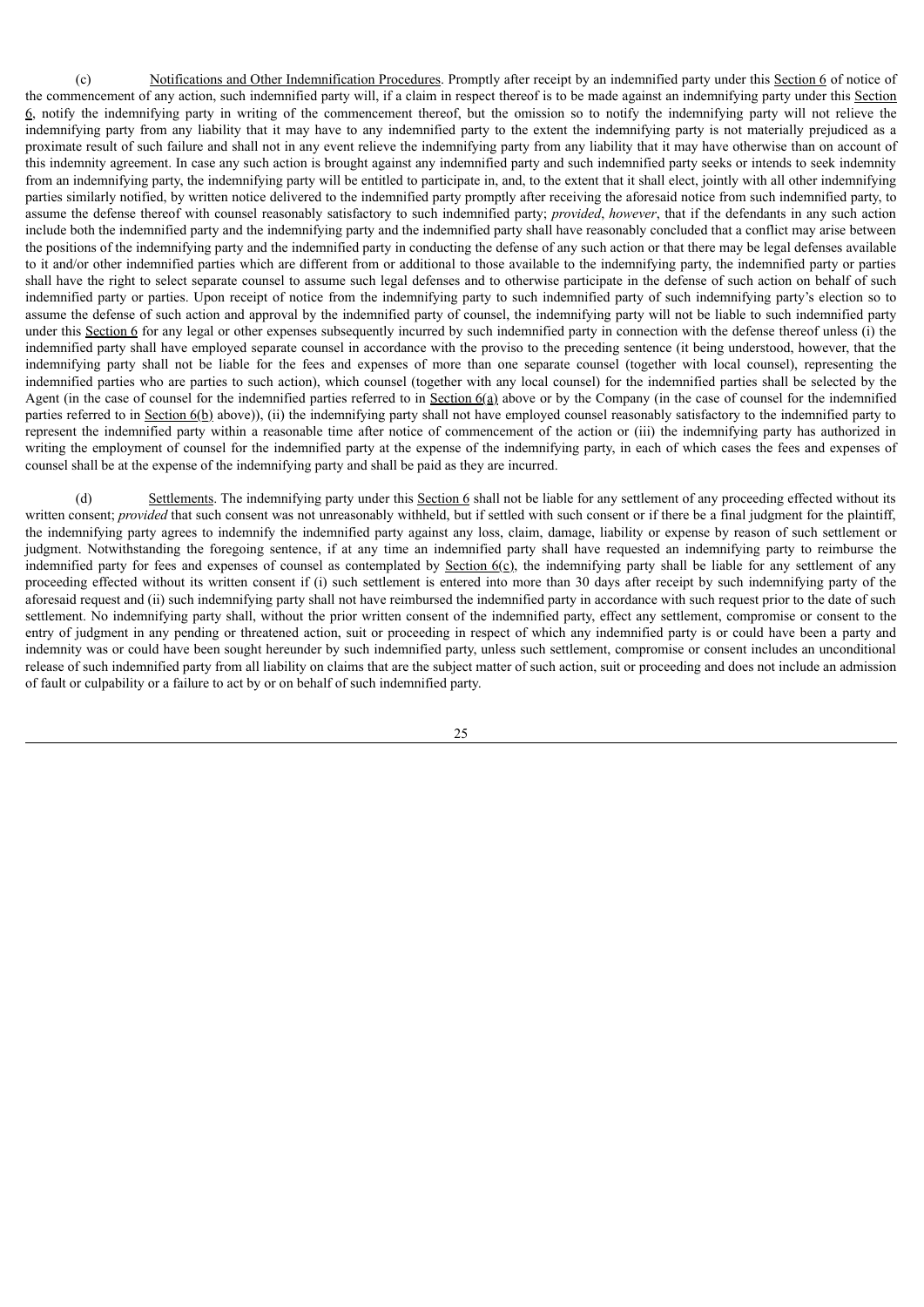(c) Notifications and Other Indemnification Procedures. Promptly after receipt by an indemnified party under this Section 6 of notice of the commencement of any action, such indemnified party will, if a claim in respect thereof is to be made against an indemnifying party under this Section 6, notify the indemnifying party in writing of the commencement thereof, but the omission so to notify the indemnifying party will not relieve the indemnifying party from any liability that it may have to any indemnified party to the extent the indemnifying party is not materially prejudiced as a proximate result of such failure and shall not in any event relieve the indemnifying party from any liability that it may have otherwise than on account of this indemnity agreement. In case any such action is brought against any indemnified party and such indemnified party seeks or intends to seek indemnity from an indemnifying party, the indemnifying party will be entitled to participate in, and, to the extent that it shall elect, jointly with all other indemnifying parties similarly notified, by written notice delivered to the indemnified party promptly after receiving the aforesaid notice from such indemnified party, to assume the defense thereof with counsel reasonably satisfactory to such indemnified party; *provided*, *however*, that if the defendants in any such action include both the indemnified party and the indemnifying party and the indemnified party shall have reasonably concluded that a conflict may arise between the positions of the indemnifying party and the indemnified party in conducting the defense of any such action or that there may be legal defenses available to it and/or other indemnified parties which are different from or additional to those available to the indemnifying party, the indemnified party or parties shall have the right to select separate counsel to assume such legal defenses and to otherwise participate in the defense of such action on behalf of such indemnified party or parties. Upon receipt of notice from the indemnifying party to such indemnified party of such indemnifying party's election so to assume the defense of such action and approval by the indemnified party of counsel, the indemnifying party will not be liable to such indemnified party under this Section 6 for any legal or other expenses subsequently incurred by such indemnified party in connection with the defense thereof unless (i) the indemnified party shall have employed separate counsel in accordance with the proviso to the preceding sentence (it being understood, however, that the indemnifying party shall not be liable for the fees and expenses of more than one separate counsel (together with local counsel), representing the indemnified parties who are parties to such action), which counsel (together with any local counsel) for the indemnified parties shall be selected by the Agent (in the case of counsel for the indemnified parties referred to in Section 6(a) above or by the Company (in the case of counsel for the indemnified parties referred to in Section 6(b) above)), (ii) the indemnifying party shall not have employed counsel reasonably satisfactory to the indemnified party to represent the indemnified party within a reasonable time after notice of commencement of the action or (iii) the indemnifying party has authorized in writing the employment of counsel for the indemnified party at the expense of the indemnifying party, in each of which cases the fees and expenses of counsel shall be at the expense of the indemnifying party and shall be paid as they are incurred.

(d) Settlements. The indemnifying party under this Section 6 shall not be liable for any settlement of any proceeding effected without its written consent; *provided* that such consent was not unreasonably withheld, but if settled with such consent or if there be a final judgment for the plaintiff, the indemnifying party agrees to indemnify the indemnified party against any loss, claim, damage, liability or expense by reason of such settlement or judgment. Notwithstanding the foregoing sentence, if at any time an indemnified party shall have requested an indemnifying party to reimburse the indemnified party for fees and expenses of counsel as contemplated by Section 6(c), the indemnifying party shall be liable for any settlement of any proceeding effected without its written consent if (i) such settlement is entered into more than 30 days after receipt by such indemnifying party of the aforesaid request and (ii) such indemnifying party shall not have reimbursed the indemnified party in accordance with such request prior to the date of such settlement. No indemnifying party shall, without the prior written consent of the indemnified party, effect any settlement, compromise or consent to the entry of judgment in any pending or threatened action, suit or proceeding in respect of which any indemnified party is or could have been a party and indemnity was or could have been sought hereunder by such indemnified party, unless such settlement, compromise or consent includes an unconditional release of such indemnified party from all liability on claims that are the subject matter of such action, suit or proceeding and does not include an admission of fault or culpability or a failure to act by or on behalf of such indemnified party.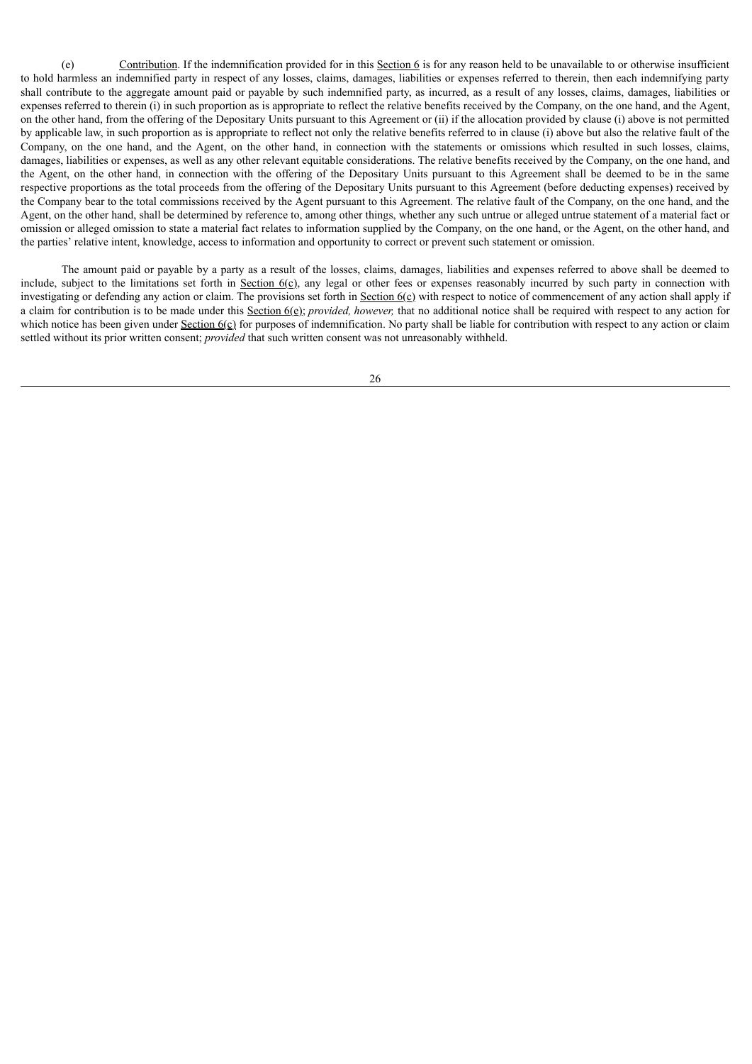(e) Contribution. If the indemnification provided for in this Section 6 is for any reason held to be unavailable to or otherwise insufficient to hold harmless an indemnified party in respect of any losses, claims, damages, liabilities or expenses referred to therein, then each indemnifying party shall contribute to the aggregate amount paid or payable by such indemnified party, as incurred, as a result of any losses, claims, damages, liabilities or expenses referred to therein (i) in such proportion as is appropriate to reflect the relative benefits received by the Company, on the one hand, and the Agent, on the other hand, from the offering of the Depositary Units pursuant to this Agreement or (ii) if the allocation provided by clause (i) above is not permitted by applicable law, in such proportion as is appropriate to reflect not only the relative benefits referred to in clause (i) above but also the relative fault of the Company, on the one hand, and the Agent, on the other hand, in connection with the statements or omissions which resulted in such losses, claims, damages, liabilities or expenses, as well as any other relevant equitable considerations. The relative benefits received by the Company, on the one hand, and the Agent, on the other hand, in connection with the offering of the Depositary Units pursuant to this Agreement shall be deemed to be in the same respective proportions as the total proceeds from the offering of the Depositary Units pursuant to this Agreement (before deducting expenses) received by the Company bear to the total commissions received by the Agent pursuant to this Agreement. The relative fault of the Company, on the one hand, and the Agent, on the other hand, shall be determined by reference to, among other things, whether any such untrue or alleged untrue statement of a material fact or omission or alleged omission to state a material fact relates to information supplied by the Company, on the one hand, or the Agent, on the other hand, and the parties' relative intent, knowledge, access to information and opportunity to correct or prevent such statement or omission.

The amount paid or payable by a party as a result of the losses, claims, damages, liabilities and expenses referred to above shall be deemed to include, subject to the limitations set forth in Section 6(c), any legal or other fees or expenses reasonably incurred by such party in connection with investigating or defending any action or claim. The provisions set forth in Section 6(c) with respect to notice of commencement of any action shall apply if a claim for contribution is to be made under this Section 6(e); *provided, however,* that no additional notice shall be required with respect to any action for which notice has been given under Section 6(c) for purposes of indemnification. No party shall be liable for contribution with respect to any action or claim settled without its prior written consent; *provided* that such written consent was not unreasonably withheld.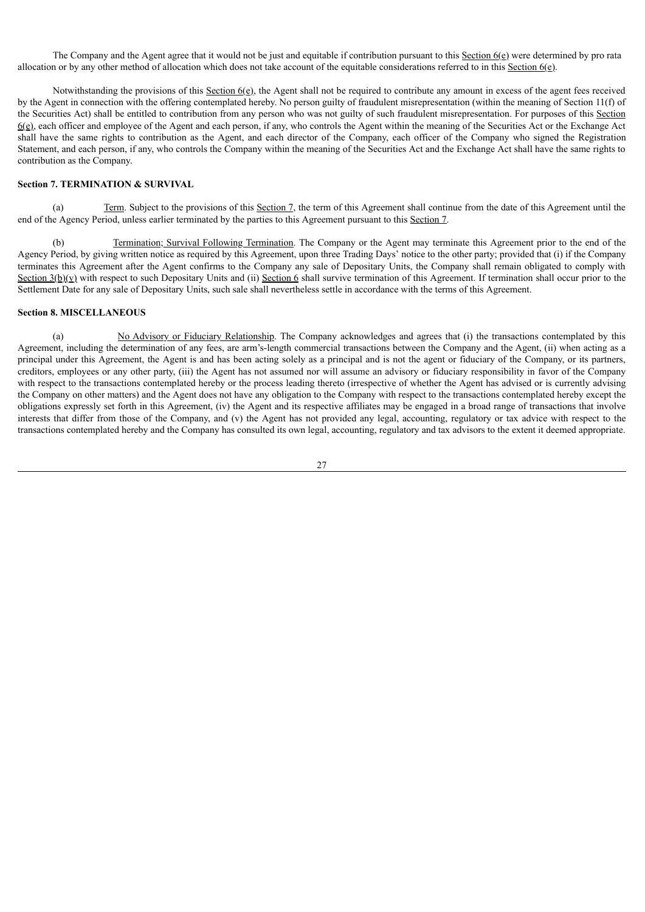The Company and the Agent agree that it would not be just and equitable if contribution pursuant to this Section 6(e) were determined by pro rata allocation or by any other method of allocation which does not take account of the equitable considerations referred to in this Section 6(e).

Notwithstanding the provisions of this Section 6(e), the Agent shall not be required to contribute any amount in excess of the agent fees received by the Agent in connection with the offering contemplated hereby. No person guilty of fraudulent misrepresentation (within the meaning of Section 11(f) of the Securities Act) shall be entitled to contribution from any person who was not guilty of such fraudulent misrepresentation. For purposes of this Section 6(e), each officer and employee of the Agent and each person, if any, who controls the Agent within the meaning of the Securities Act or the Exchange Act shall have the same rights to contribution as the Agent, and each director of the Company, each officer of the Company who signed the Registration Statement, and each person, if any, who controls the Company within the meaning of the Securities Act and the Exchange Act shall have the same rights to contribution as the Company.

**Section 7. TERMINATION & SURVIVAL**

(a) Term. Subject to the provisions of this Section 7, the term of this Agreement shall continue from the date of this Agreement until the end of the Agency Period, unless earlier terminated by the parties to this Agreement pursuant to this Section 7.

(b) Termination; Survival Following Termination. The Company or the Agent may terminate this Agreement prior to the end of the Agency Period, by giving written notice as required by this Agreement, upon three Trading Days' notice to the other party; provided that (i) if the Company terminates this Agreement after the Agent confirms to the Company any sale of Depositary Units, the Company shall remain obligated to comply with Section 3(b)(v) with respect to such Depositary Units and (ii) Section 6 shall survive termination of this Agreement. If termination shall occur prior to the Settlement Date for any sale of Depositary Units, such sale shall nevertheless settle in accordance with the terms of this Agreement.

**Section 8. MISCELLANEOUS**

(a) No Advisory or Fiduciary Relationship. The Company acknowledges and agrees that (i) the transactions contemplated by this Agreement, including the determination of any fees, are arm's-length commercial transactions between the Company and the Agent, (ii) when acting as a principal under this Agreement, the Agent is and has been acting solely as a principal and is not the agent or fiduciary of the Company, or its partners, creditors, employees or any other party, (iii) the Agent has not assumed nor will assume an advisory or fiduciary responsibility in favor of the Company with respect to the transactions contemplated hereby or the process leading thereto (irrespective of whether the Agent has advised or is currently advising the Company on other matters) and the Agent does not have any obligation to the Company with respect to the transactions contemplated hereby except the obligations expressly set forth in this Agreement, (iv) the Agent and its respective affiliates may be engaged in a broad range of transactions that involve interests that differ from those of the Company, and (v) the Agent has not provided any legal, accounting, regulatory or tax advice with respect to the transactions contemplated hereby and the Company has consulted its own legal, accounting, regulatory and tax advisors to the extent it deemed appropriate.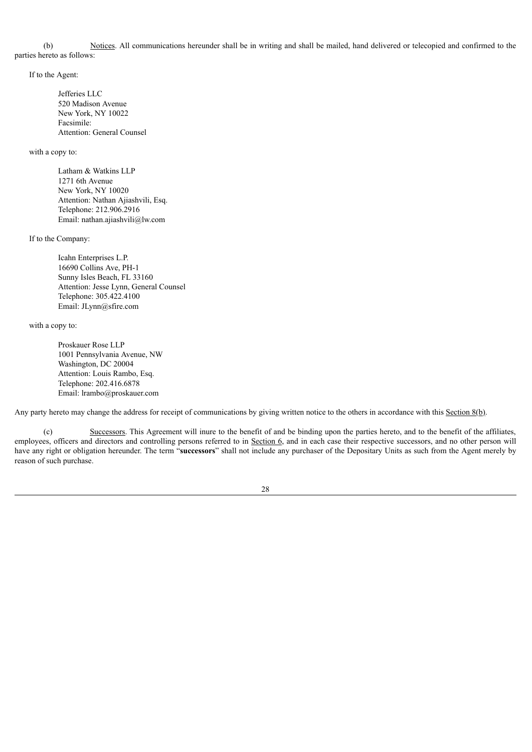(b) Notices. All communications hereunder shall be in writing and shall be mailed, hand delivered or telecopied and confirmed to the parties hereto as follows:

If to the Agent:

Jefferies LLC
520 Madison Avenue
New York, NY 10022
Facsimile:
Attention: General Counsel

with a copy to:

Latham & Watkins LLP
1271 6th Avenue
New York, NY 10020
Attention: Nathan Ajiashvili, Esq.
Telephone: 212.906.2916
Email: nathan.ajiashvili@lw.com

If to the Company:

Icahn Enterprises L.P.
16690 Collins Ave, PH-1
Sunny Isles Beach, FL 33160
Attention: Jesse Lynn, General Counsel
Telephone: 305.422.4100
Email: JLynn@sfire.com

with a copy to:

Proskauer Rose LLP
1001 Pennsylvania Avenue, NW
Washington, DC 20004
Attention: Louis Rambo, Esq.
Telephone: 202.416.6878
Email: lrambo@proskauer.com

Any party hereto may change the address for receipt of communications by giving written notice to the others in accordance with this Section 8(b).

(c) Successors. This Agreement will inure to the benefit of and be binding upon the parties hereto, and to the benefit of the affiliates, employees, officers and directors and controlling persons referred to in Section 6, and in each case their respective successors, and no other person will have any right or obligation hereunder. The term "**successors**" shall not include any purchaser of the Depositary Units as such from the Agent merely by reason of such purchase.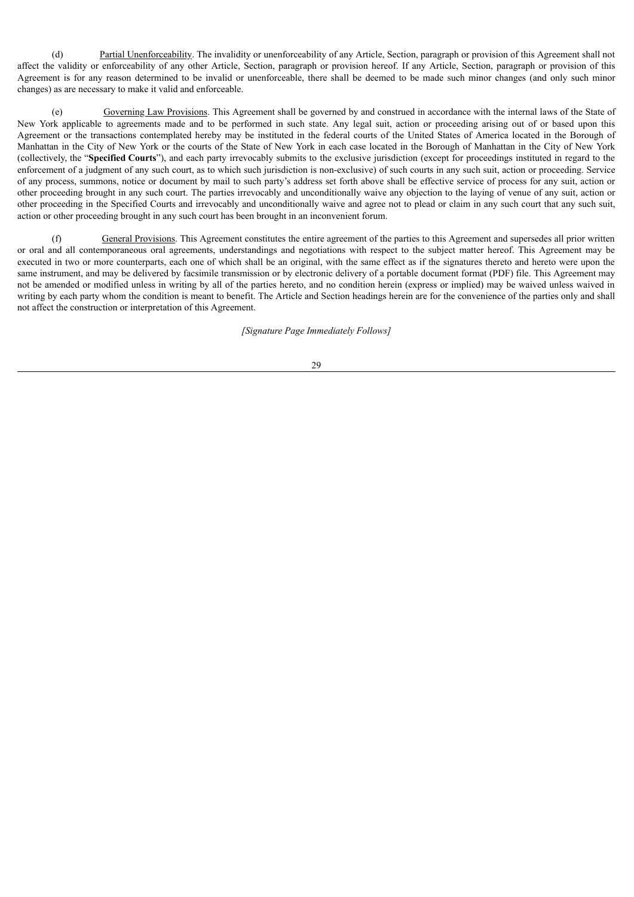(d) Partial Unenforceability. The invalidity or unenforceability of any Article, Section, paragraph or provision of this Agreement shall not affect the validity or enforceability of any other Article, Section, paragraph or provision hereof. If any Article, Section, paragraph or provision of this Agreement is for any reason determined to be invalid or unenforceable, there shall be deemed to be made such minor changes (and only such minor changes) as are necessary to make it valid and enforceable.

(e) Governing Law Provisions. This Agreement shall be governed by and construed in accordance with the internal laws of the State of New York applicable to agreements made and to be performed in such state. Any legal suit, action or proceeding arising out of or based upon this Agreement or the transactions contemplated hereby may be instituted in the federal courts of the United States of America located in the Borough of Manhattan in the City of New York or the courts of the State of New York in each case located in the Borough of Manhattan in the City of New York (collectively, the "**Specified Courts**"), and each party irrevocably submits to the exclusive jurisdiction (except for proceedings instituted in regard to the enforcement of a judgment of any such court, as to which such jurisdiction is non-exclusive) of such courts in any such suit, action or proceeding. Service of any process, summons, notice or document by mail to such party's address set forth above shall be effective service of process for any suit, action or other proceeding brought in any such court. The parties irrevocably and unconditionally waive any objection to the laying of venue of any suit, action or other proceeding in the Specified Courts and irrevocably and unconditionally waive and agree not to plead or claim in any such court that any such suit, action or other proceeding brought in any such court has been brought in an inconvenient forum.

(f) General Provisions. This Agreement constitutes the entire agreement of the parties to this Agreement and supersedes all prior written or oral and all contemporaneous oral agreements, understandings and negotiations with respect to the subject matter hereof. This Agreement may be executed in two or more counterparts, each one of which shall be an original, with the same effect as if the signatures thereto and hereto were upon the same instrument, and may be delivered by facsimile transmission or by electronic delivery of a portable document format (PDF) file. This Agreement may not be amended or modified unless in writing by all of the parties hereto, and no condition herein (express or implied) may be waived unless waived in writing by each party whom the condition is meant to benefit. The Article and Section headings herein are for the convenience of the parties only and shall not affect the construction or interpretation of this Agreement.

*[Signature Page Immediately Follows]*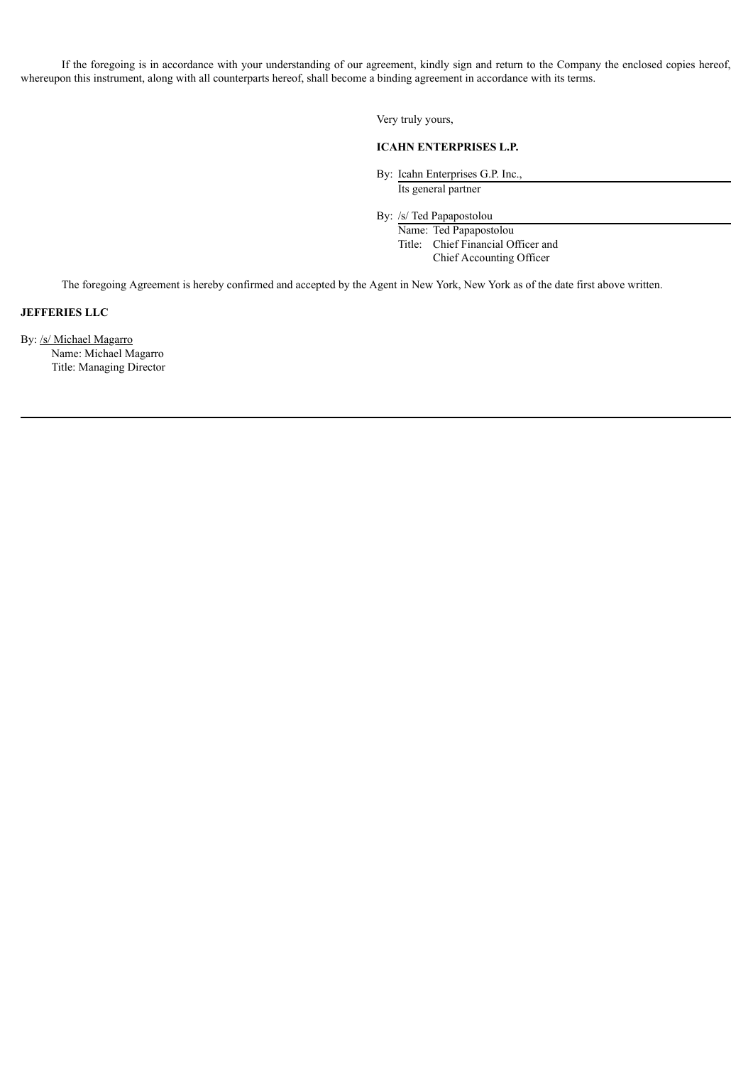If the foregoing is in accordance with your understanding of our agreement, kindly sign and return to the Company the enclosed copies hereof, whereupon this instrument, along with all counterparts hereof, shall become a binding agreement in accordance with its terms.

Very truly yours,

**ICAHN ENTERPRISES L.P.**

By: Icahn Enterprises G.P. Inc.,
Its general partner

By: /s/ Ted Papapostolou
Name: Ted Papapostolou
Title: Chief Financial Officer and
Chief Accounting Officer

The foregoing Agreement is hereby confirmed and accepted by the Agent in New York, New York as of the date first above written.

**JEFFERIES LLC**

By: /s/ Michael Magarro
Name: Michael Magarro
Title: Managing Director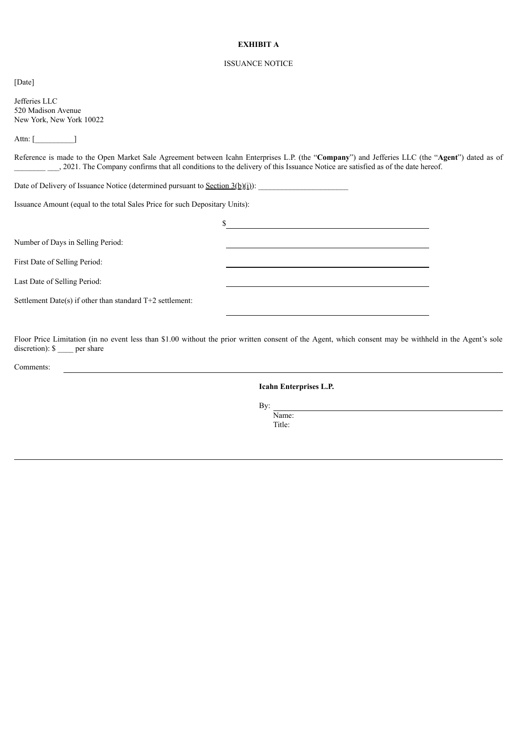**EXHIBIT A**

ISSUANCE NOTICE

[Date]

Jefferies LLC
520 Madison Avenue
New York, New York 10022

Attn: [__________]

Reference is made to the Open Market Sale Agreement between Icahn Enterprises L.P. (the "**Company**") and Jefferies LLC (the "**Agent**") dated as of ________ ___, 2021. The Company confirms that all conditions to the delivery of this Issuance Notice are satisfied as of the date hereof.

Date of Delivery of Issuance Notice (determined pursuant to Section 3(b)(i)): _______________________

Issuance Amount (equal to the total Sales Price for such Depositary Units):

$ ____________________________________________

Number of Days in Selling Period: ____________________________________________

First Date of Selling Period: ____________________________________________

Last Date of Selling Period: ____________________________________________

Settlement Date(s) if other than standard T+2 settlement: ____________________________________________

Floor Price Limitation (in no event less than $1.00 without the prior written consent of the Agent, which consent may be withheld in the Agent's sole discretion): $ ____ per share

Comments: ____________________________________________

**Icahn Enterprises L.P.**

By: ____________________________________________
Name:
Title: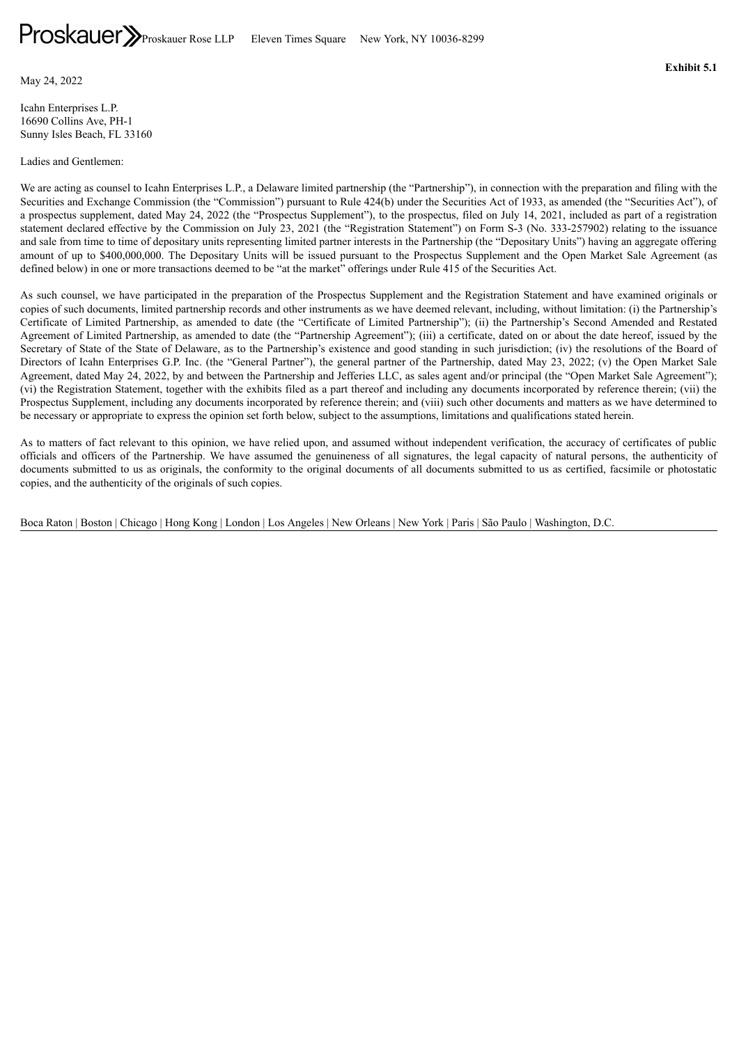Proskauer Rose LLP Eleven Times Square New York, NY 10036-8299

**Exhibit 5.1**

May 24, 2022

Icahn Enterprises L.P.
16690 Collins Ave, PH-1
Sunny Isles Beach, FL 33160

Ladies and Gentlemen:

We are acting as counsel to Icahn Enterprises L.P., a Delaware limited partnership (the "Partnership"), in connection with the preparation and filing with the Securities and Exchange Commission (the "Commission") pursuant to Rule 424(b) under the Securities Act of 1933, as amended (the "Securities Act"), of a prospectus supplement, dated May 24, 2022 (the "Prospectus Supplement"), to the prospectus, filed on July 14, 2021, included as part of a registration statement declared effective by the Commission on July 23, 2021 (the "Registration Statement") on Form S-3 (No. 333-257902) relating to the issuance and sale from time to time of depositary units representing limited partner interests in the Partnership (the "Depositary Units") having an aggregate offering amount of up to $400,000,000. The Depositary Units will be issued pursuant to the Prospectus Supplement and the Open Market Sale Agreement (as defined below) in one or more transactions deemed to be "at the market" offerings under Rule 415 of the Securities Act.

As such counsel, we have participated in the preparation of the Prospectus Supplement and the Registration Statement and have examined originals or copies of such documents, limited partnership records and other instruments as we have deemed relevant, including, without limitation: (i) the Partnership's Certificate of Limited Partnership, as amended to date (the "Certificate of Limited Partnership"); (ii) the Partnership's Second Amended and Restated Agreement of Limited Partnership, as amended to date (the "Partnership Agreement"); (iii) a certificate, dated on or about the date hereof, issued by the Secretary of State of the State of Delaware, as to the Partnership's existence and good standing in such jurisdiction; (iv) the resolutions of the Board of Directors of Icahn Enterprises G.P. Inc. (the "General Partner"), the general partner of the Partnership, dated May 23, 2022; (v) the Open Market Sale Agreement, dated May 24, 2022, by and between the Partnership and Jefferies LLC, as sales agent and/or principal (the "Open Market Sale Agreement"); (vi) the Registration Statement, together with the exhibits filed as a part thereof and including any documents incorporated by reference therein; (vii) the Prospectus Supplement, including any documents incorporated by reference therein; and (viii) such other documents and matters as we have determined to be necessary or appropriate to express the opinion set forth below, subject to the assumptions, limitations and qualifications stated herein.

As to matters of fact relevant to this opinion, we have relied upon, and assumed without independent verification, the accuracy of certificates of public officials and officers of the Partnership. We have assumed the genuineness of all signatures, the legal capacity of natural persons, the authenticity of documents submitted to us as originals, the conformity to the original documents of all documents submitted to us as certified, facsimile or photostatic copies, and the authenticity of the originals of such copies.

Boca Raton | Boston | Chicago | Hong Kong | London | Los Angeles | New Orleans | New York | Paris | São Paulo | Washington, D.C.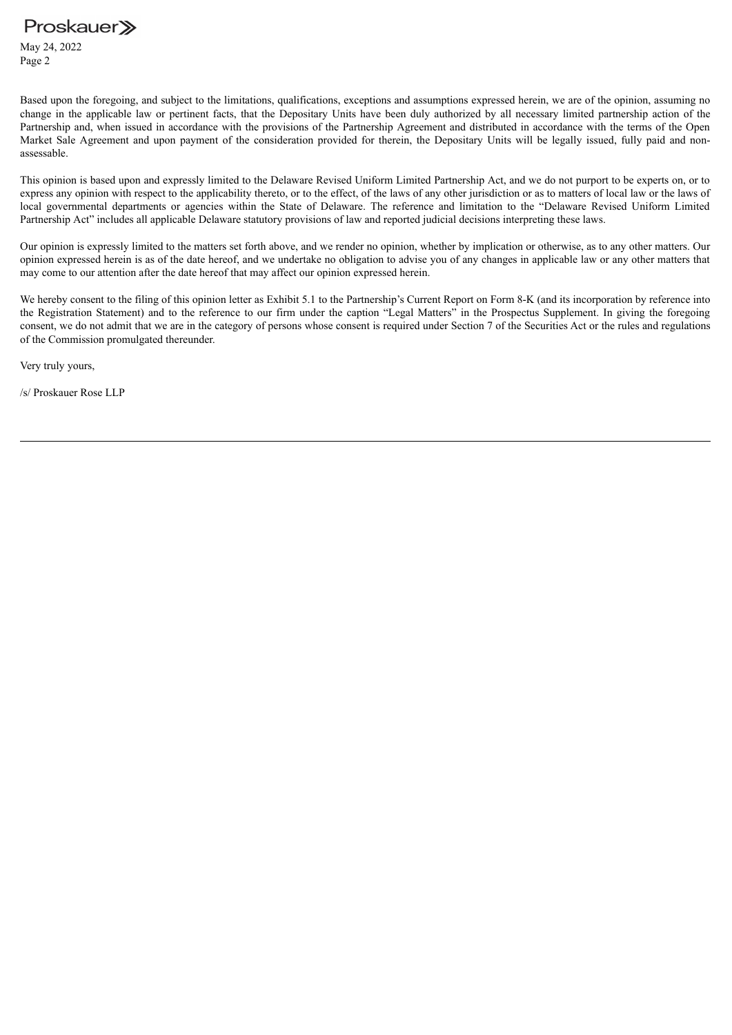Based upon the foregoing, and subject to the limitations, qualifications, exceptions and assumptions expressed herein, we are of the opinion, assuming no change in the applicable law or pertinent facts, that the Depositary Units have been duly authorized by all necessary limited partnership action of the Partnership and, when issued in accordance with the provisions of the Partnership Agreement and distributed in accordance with the terms of the Open Market Sale Agreement and upon payment of the consideration provided for therein, the Depositary Units will be legally issued, fully paid and non-assessable.

This opinion is based upon and expressly limited to the Delaware Revised Uniform Limited Partnership Act, and we do not purport to be experts on, or to express any opinion with respect to the applicability thereto, or to the effect, of the laws of any other jurisdiction or as to matters of local law or the laws of local governmental departments or agencies within the State of Delaware. The reference and limitation to the "Delaware Revised Uniform Limited Partnership Act" includes all applicable Delaware statutory provisions of law and reported judicial decisions interpreting these laws.

Our opinion is expressly limited to the matters set forth above, and we render no opinion, whether by implication or otherwise, as to any other matters. Our opinion expressed herein is as of the date hereof, and we undertake no obligation to advise you of any changes in applicable law or any other matters that may come to our attention after the date hereof that may affect our opinion expressed herein.

We hereby consent to the filing of this opinion letter as Exhibit 5.1 to the Partnership's Current Report on Form 8-K (and its incorporation by reference into the Registration Statement) and to the reference to our firm under the caption "Legal Matters" in the Prospectus Supplement. In giving the foregoing consent, we do not admit that we are in the category of persons whose consent is required under Section 7 of the Securities Act or the rules and regulations of the Commission promulgated thereunder.

Very truly yours,

/s/ Proskauer Rose LLP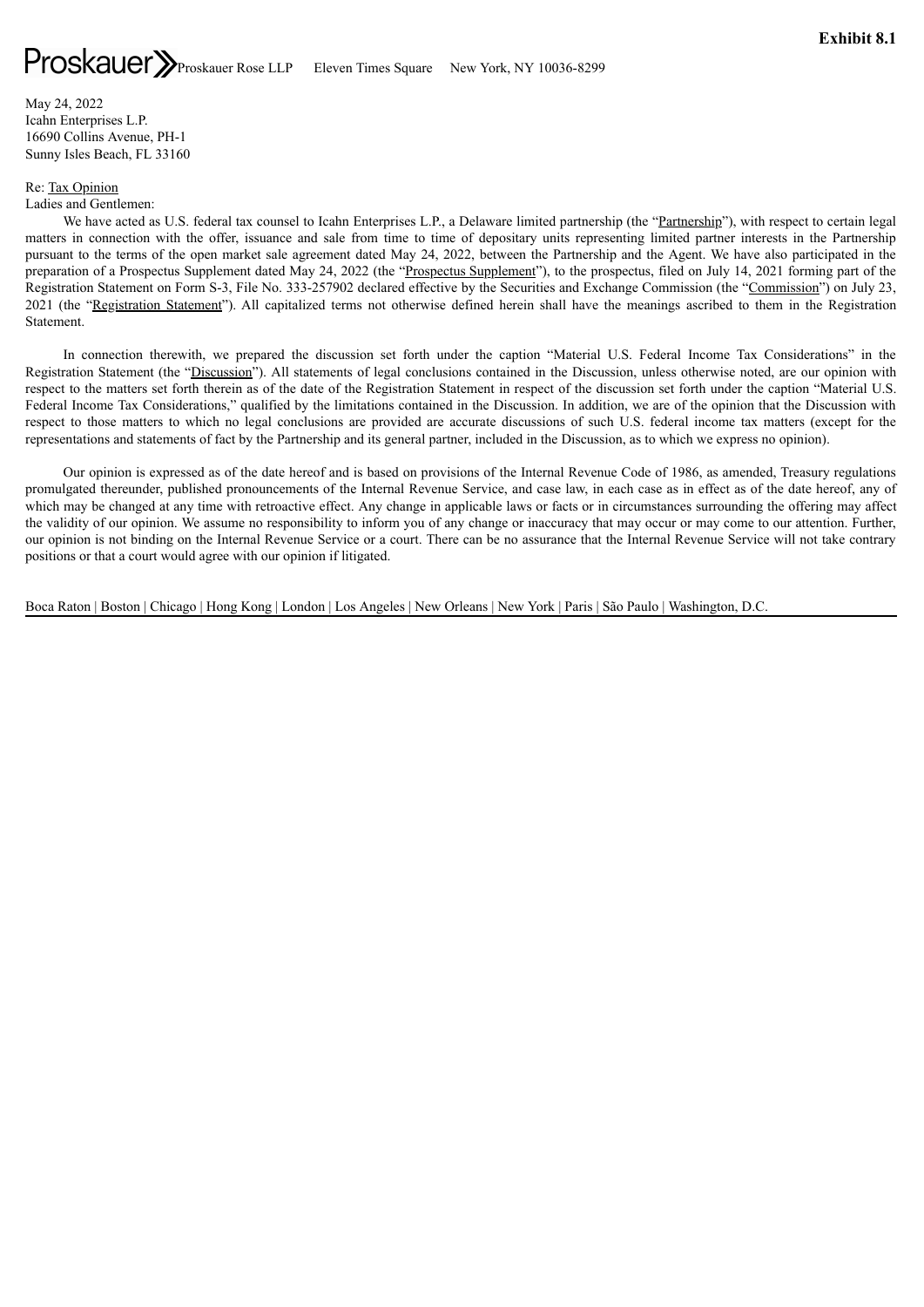**Exhibit 8.1**

Proskauer Proskauer Rose LLP Eleven Times Square New York, NY 10036-8299

May 24, 2022
Icahn Enterprises L.P.
16690 Collins Avenue, PH-1
Sunny Isles Beach, FL 33160

Re: Tax Opinion

Ladies and Gentlemen:

We have acted as U.S. federal tax counsel to Icahn Enterprises L.P., a Delaware limited partnership (the "Partnership"), with respect to certain legal matters in connection with the offer, issuance and sale from time to time of depositary units representing limited partner interests in the Partnership pursuant to the terms of the open market sale agreement dated May 24, 2022, between the Partnership and the Agent. We have also participated in the preparation of a Prospectus Supplement dated May 24, 2022 (the "Prospectus Supplement"), to the prospectus, filed on July 14, 2021 forming part of the Registration Statement on Form S-3, File No. 333-257902 declared effective by the Securities and Exchange Commission (the "Commission") on July 23, 2021 (the "Registration Statement"). All capitalized terms not otherwise defined herein shall have the meanings ascribed to them in the Registration Statement.

In connection therewith, we prepared the discussion set forth under the caption "Material U.S. Federal Income Tax Considerations" in the Registration Statement (the "Discussion"). All statements of legal conclusions contained in the Discussion, unless otherwise noted, are our opinion with respect to the matters set forth therein as of the date of the Registration Statement in respect of the discussion set forth under the caption "Material U.S. Federal Income Tax Considerations," qualified by the limitations contained in the Discussion. In addition, we are of the opinion that the Discussion with respect to those matters to which no legal conclusions are provided are accurate discussions of such U.S. federal income tax matters (except for the representations and statements of fact by the Partnership and its general partner, included in the Discussion, as to which we express no opinion).

Our opinion is expressed as of the date hereof and is based on provisions of the Internal Revenue Code of 1986, as amended, Treasury regulations promulgated thereunder, published pronouncements of the Internal Revenue Service, and case law, in each case as in effect as of the date hereof, any of which may be changed at any time with retroactive effect. Any change in applicable laws or facts or in circumstances surrounding the offering may affect the validity of our opinion. We assume no responsibility to inform you of any change or inaccuracy that may occur or may come to our attention. Further, our opinion is not binding on the Internal Revenue Service or a court. There can be no assurance that the Internal Revenue Service will not take contrary positions or that a court would agree with our opinion if litigated.

Boca Raton | Boston | Chicago | Hong Kong | London | Los Angeles | New Orleans | New York | Paris | São Paulo | Washington, D.C.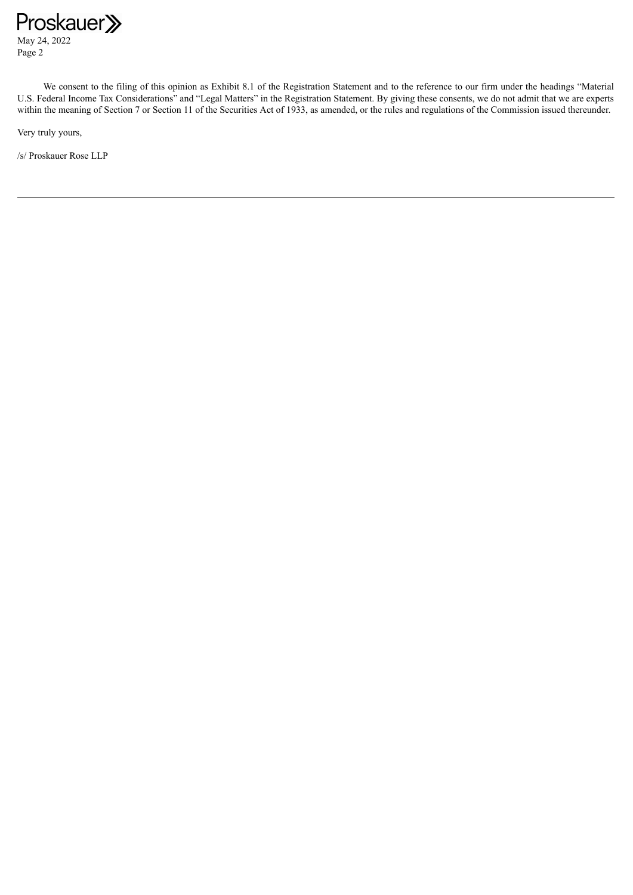We consent to the filing of this opinion as Exhibit 8.1 of the Registration Statement and to the reference to our firm under the headings "Material U.S. Federal Income Tax Considerations" and "Legal Matters" in the Registration Statement. By giving these consents, we do not admit that we are experts within the meaning of Section 7 or Section 11 of the Securities Act of 1933, as amended, or the rules and regulations of the Commission issued thereunder.

Very truly yours,

/s/ Proskauer Rose LLP